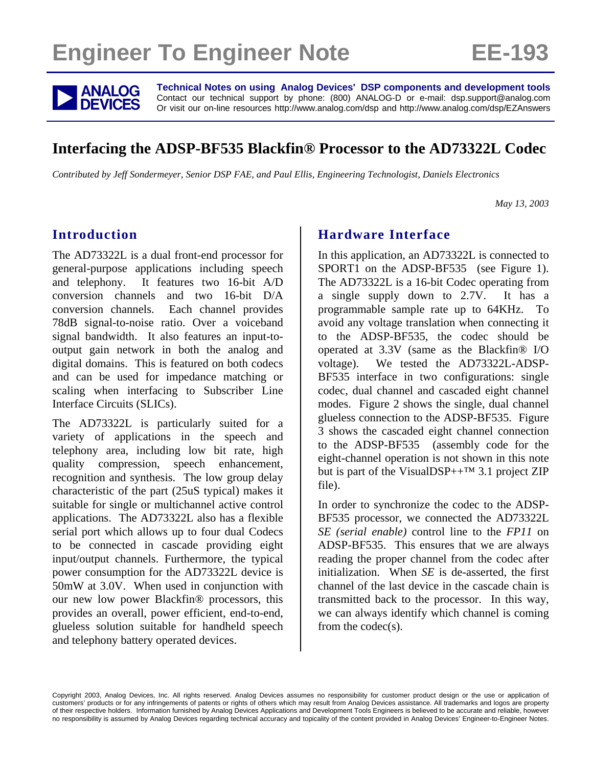# Engineer To Engineer Note EE-193

**Technical Notes on using Analog Devices' DSP components and development tools**
Contact our technical support by phone: (800) ANALOG-D or e-mail: dsp.support@analog.com
Or visit our on-line resources http://www.analog.com/dsp and http://www.analog.com/dsp/EZAnswers

## Interfacing the ADSP-BF535 Blackfin® Processor to the AD73322L Codec

*Contributed by Jeff Sondermeyer, Senior DSP FAE, and Paul Ellis, Engineering Technologist, Daniels Electronics*

*May 13, 2003*

### Introduction

The AD73322L is a dual front-end processor for general-purpose applications including speech and telephony. It features two 16-bit A/D conversion channels and two 16-bit D/A conversion channels. Each channel provides 78dB signal-to-noise ratio. Over a voiceband signal bandwidth. It also features an input-to-output gain network in both the analog and digital domains. This is featured on both codecs and can be used for impedance matching or scaling when interfacing to Subscriber Line Interface Circuits (SLICs).

The AD73322L is particularly suited for a variety of applications in the speech and telephony area, including low bit rate, high quality compression, speech enhancement, recognition and synthesis. The low group delay characteristic of the part (25uS typical) makes it suitable for single or multichannel active control applications. The AD73322L also has a flexible serial port which allows up to four dual Codecs to be connected in cascade providing eight input/output channels. Furthermore, the typical power consumption for the AD73322L device is 50mW at 3.0V. When used in conjunction with our new low power Blackfin® processors, this provides an overall, power efficient, end-to-end, glueless solution suitable for handheld speech and telephony battery operated devices.

### Hardware Interface

In this application, an AD73322L is connected to SPORT1 on the ADSP-BF535 (see Figure 1). The AD73322L is a 16-bit Codec operating from a single supply down to 2.7V. It has a programmable sample rate up to 64KHz. To avoid any voltage translation when connecting it to the ADSP-BF535, the codec should be operated at 3.3V (same as the Blackfin® I/O voltage). We tested the AD73322L-ADSP-BF535 interface in two configurations: single codec, dual channel and cascaded eight channel modes. Figure 2 shows the single, dual channel glueless connection to the ADSP-BF535. Figure 3 shows the cascaded eight channel connection to the ADSP-BF535 (assembly code for the eight-channel operation is not shown in this note but is part of the VisualDSP++™ 3.1 project ZIP file).

In order to synchronize the codec to the ADSP-BF535 processor, we connected the AD73322L *SE (serial enable)* control line to the *FP11* on ADSP-BF535. This ensures that we are always reading the proper channel from the codec after initialization. When *SE* is de-asserted, the first channel of the last device in the cascade chain is transmitted back to the processor. In this way, we can always identify which channel is coming from the codec(s).

Copyright 2003, Analog Devices, Inc. All rights reserved. Analog Devices assumes no responsibility for customer product design or the use or application of customers' products or for any infringements of patents or rights of others which may result from Analog Devices assistance. All trademarks and logos are property of their respective holders. Information furnished by Analog Devices Applications and Development Tools Engineers is believed to be accurate and reliable, however no responsibility is assumed by Analog Devices regarding technical accuracy and topicality of the content provided in Analog Devices' Engineer-to-Engineer Notes.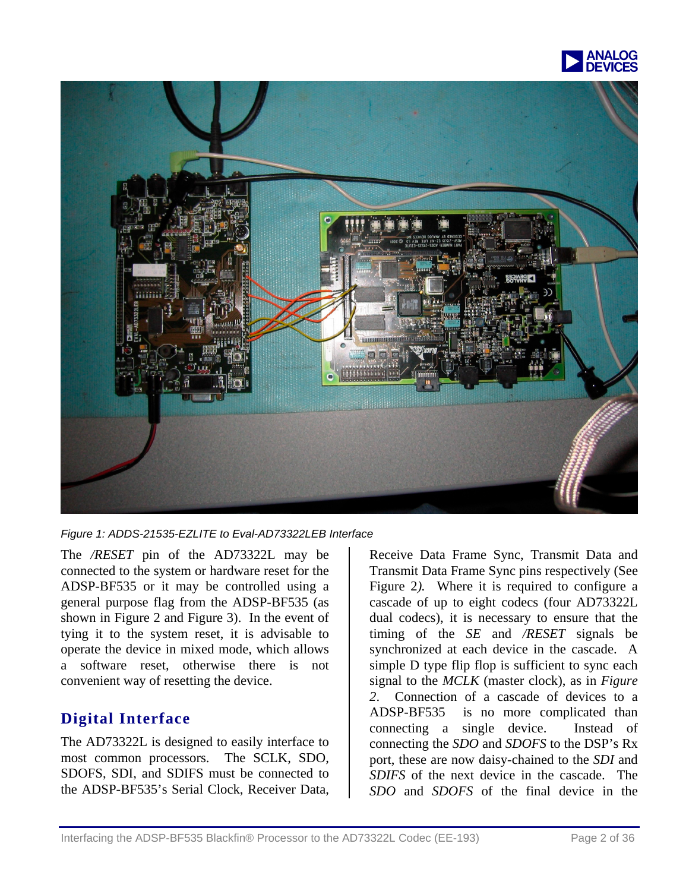Figure 1: ADDS-21535-EZLITE to Eval-AD73322LEB Interface

The */RESET* pin of the AD73322L may be connected to the system or hardware reset for the ADSP-BF535 or it may be controlled using a general purpose flag from the ADSP-BF535 (as shown in Figure 2 and Figure 3). In the event of tying it to the system reset, it is advisable to operate the device in mixed mode, which allows a software reset, otherwise there is not convenient way of resetting the device.

## Digital Interface

The AD73322L is designed to easily interface to most common processors. The SCLK, SDO, SDOFS, SDI, and SDIFS must be connected to the ADSP-BF535's Serial Clock, Receiver Data, Receive Data Frame Sync, Transmit Data and Transmit Data Frame Sync pins respectively (See Figure 2*).* Where it is required to configure a cascade of up to eight codecs (four AD73322L dual codecs), it is necessary to ensure that the timing of the *SE* and */RESET* signals be synchronized at each device in the cascade. A simple D type flip flop is sufficient to sync each signal to the *MCLK* (master clock), as in *Figure 2*. Connection of a cascade of devices to a ADSP-BF535 is no more complicated than connecting a single device. Instead of connecting the *SDO* and *SDOFS* to the DSP's Rx port, these are now daisy-chained to the *SDI* and *SDIFS* of the next device in the cascade. The *SDO* and *SDOFS* of the final device in the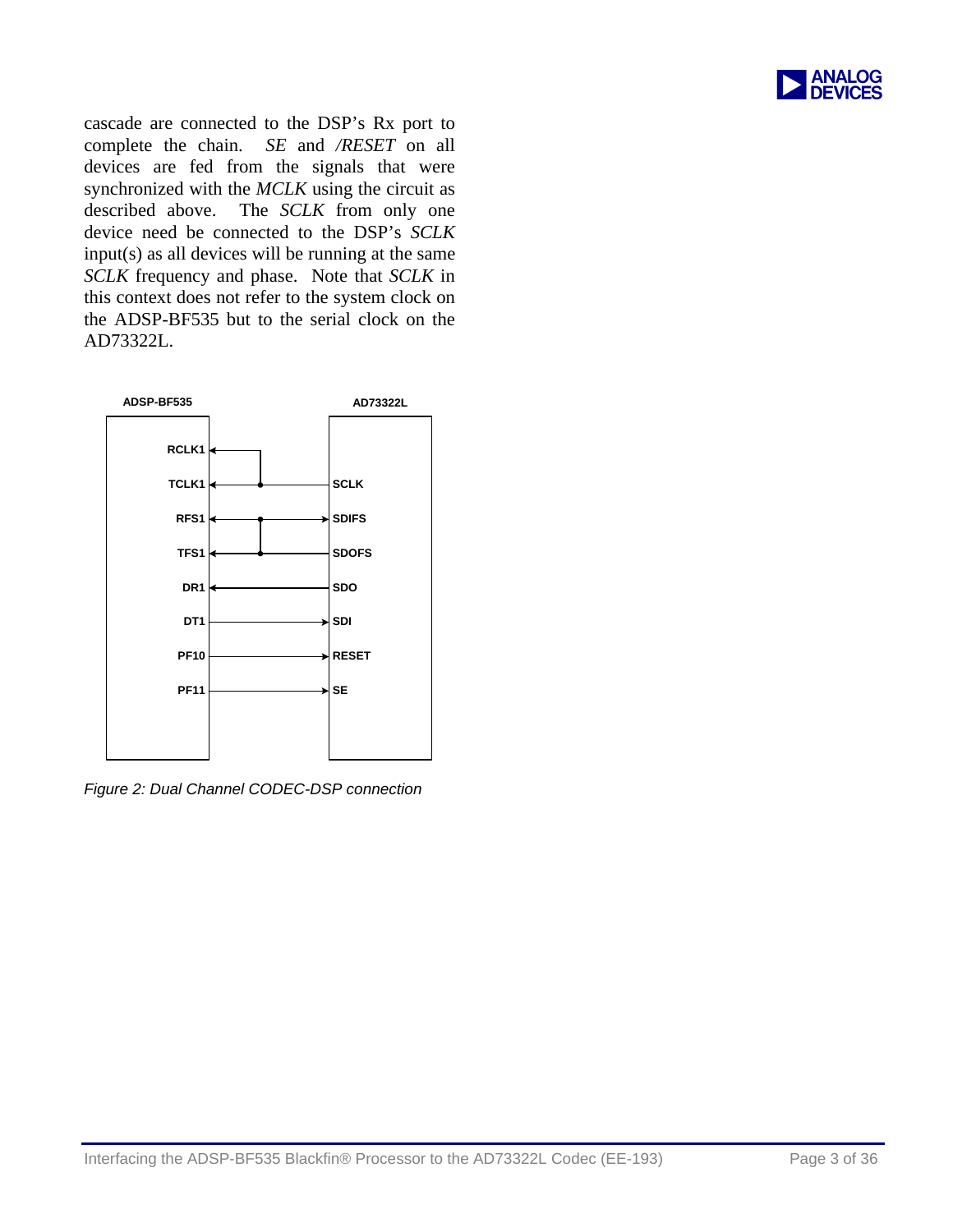cascade are connected to the DSP's Rx port to complete the chain. *SE* and */RESET* on all devices are fed from the signals that were synchronized with the *MCLK* using the circuit as described above. The *SCLK* from only one device need be connected to the DSP's *SCLK* input(s) as all devices will be running at the same *SCLK* frequency and phase. Note that *SCLK* in this context does not refer to the system clock on the ADSP-BF535 but to the serial clock on the AD73322L.

*Figure 2: Dual Channel CODEC-DSP connection*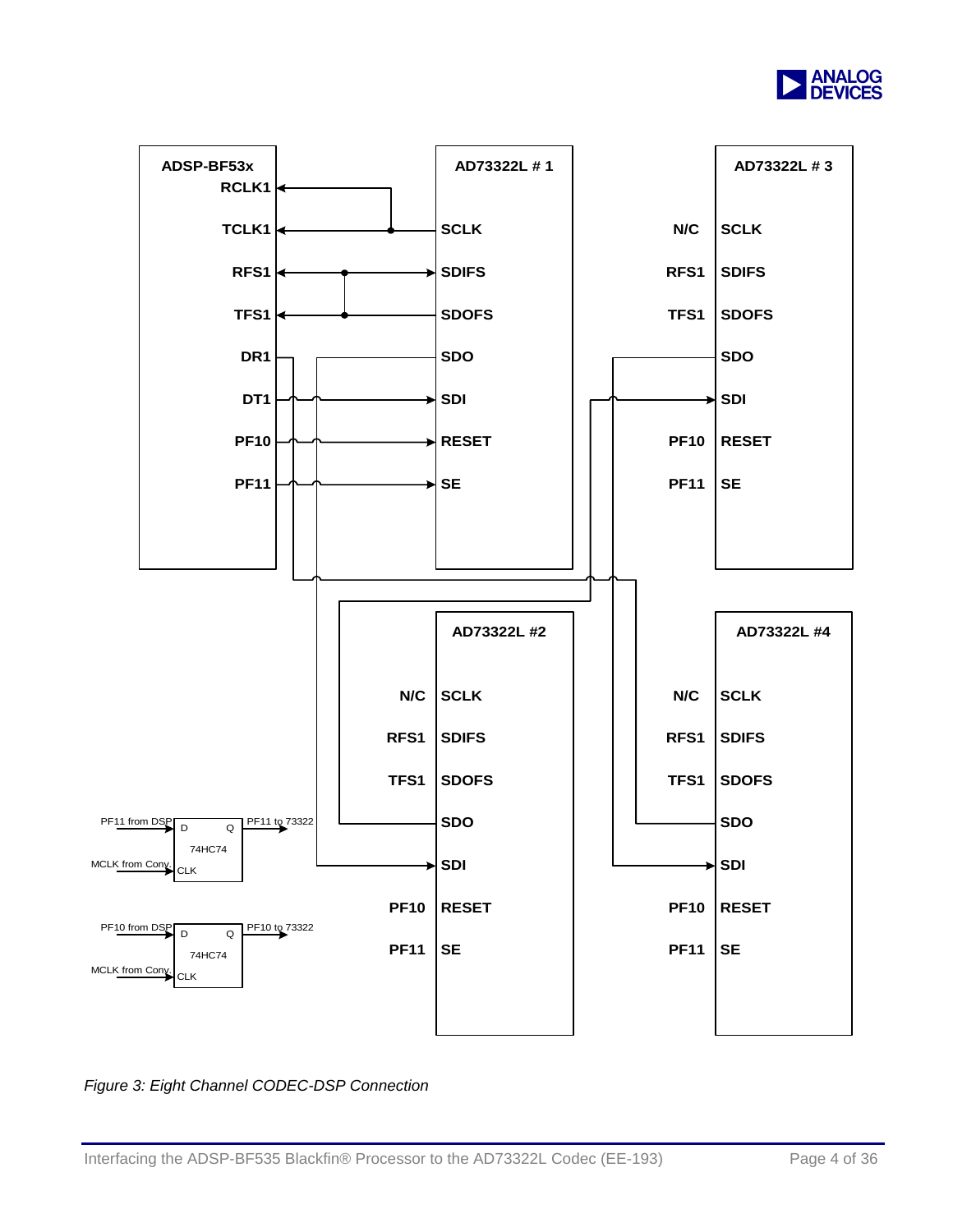Figure 3: Eight Channel CODEC-DSP Connection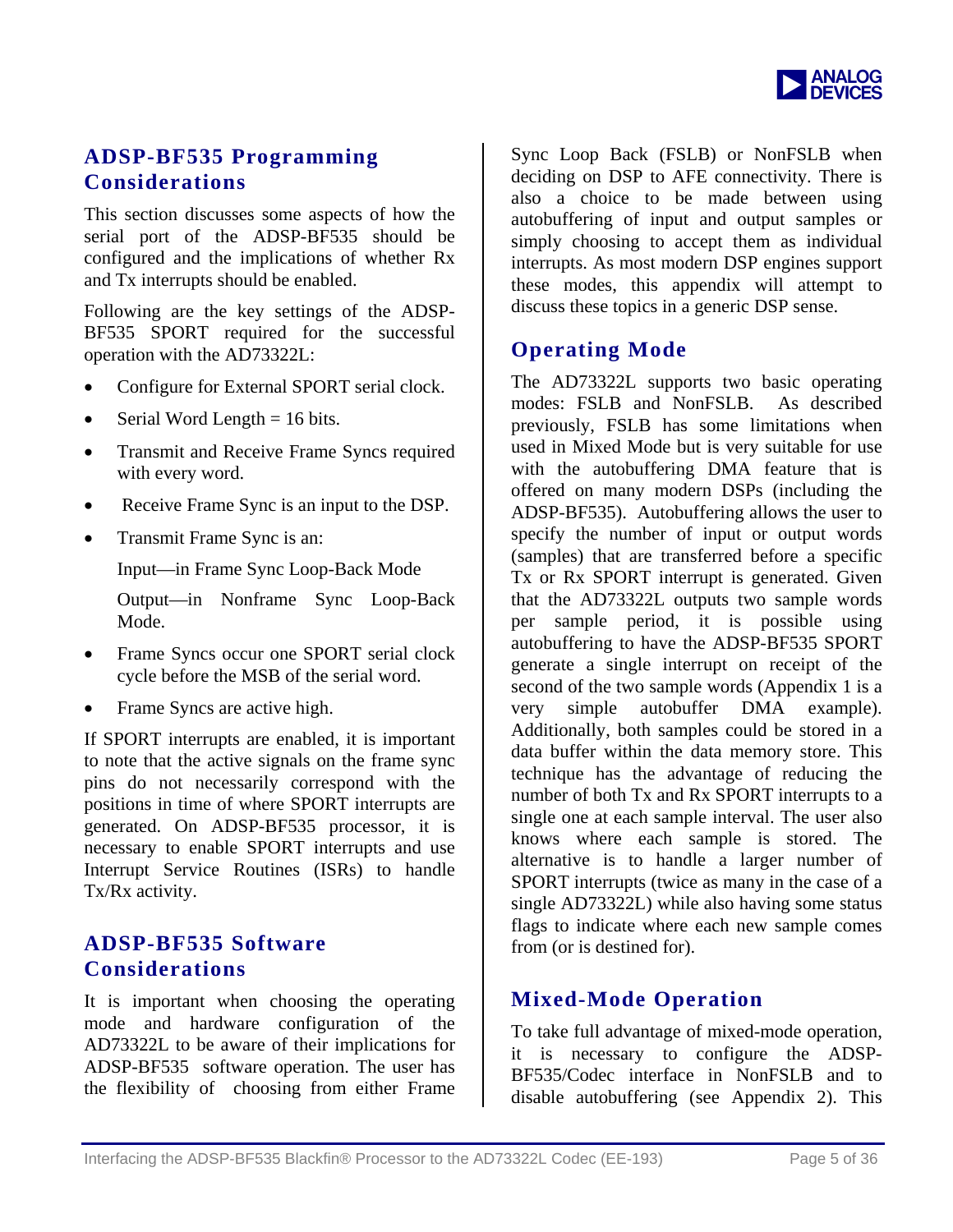## ADSP-BF535 Programming Considerations

This section discusses some aspects of how the serial port of the ADSP-BF535 should be configured and the implications of whether Rx and Tx interrupts should be enabled.

Following are the key settings of the ADSP-BF535 SPORT required for the successful operation with the AD73322L:

- Configure for External SPORT serial clock.
- Serial Word Length = 16 bits.
- Transmit and Receive Frame Syncs required with every word.
- Receive Frame Sync is an input to the DSP.
- Transmit Frame Sync is an:

  Input—in Frame Sync Loop-Back Mode

  Output—in Nonframe Sync Loop-Back Mode.
- Frame Syncs occur one SPORT serial clock cycle before the MSB of the serial word.
- Frame Syncs are active high.

If SPORT interrupts are enabled, it is important to note that the active signals on the frame sync pins do not necessarily correspond with the positions in time of where SPORT interrupts are generated. On ADSP-BF535 processor, it is necessary to enable SPORT interrupts and use Interrupt Service Routines (ISRs) to handle Tx/Rx activity.

## ADSP-BF535 Software Considerations

It is important when choosing the operating mode and hardware configuration of the AD73322L to be aware of their implications for ADSP-BF535 software operation. The user has the flexibility of choosing from either Frame Sync Loop Back (FSLB) or NonFSLB when deciding on DSP to AFE connectivity. There is also a choice to be made between using autobuffering of input and output samples or simply choosing to accept them as individual interrupts. As most modern DSP engines support these modes, this appendix will attempt to discuss these topics in a generic DSP sense.

## Operating Mode

The AD73322L supports two basic operating modes: FSLB and NonFSLB. As described previously, FSLB has some limitations when used in Mixed Mode but is very suitable for use with the autobuffering DMA feature that is offered on many modern DSPs (including the ADSP-BF535). Autobuffering allows the user to specify the number of input or output words (samples) that are transferred before a specific Tx or Rx SPORT interrupt is generated. Given that the AD73322L outputs two sample words per sample period, it is possible using autobuffering to have the ADSP-BF535 SPORT generate a single interrupt on receipt of the second of the two sample words (Appendix 1 is a very simple autobuffer DMA example). Additionally, both samples could be stored in a data buffer within the data memory store. This technique has the advantage of reducing the number of both Tx and Rx SPORT interrupts to a single one at each sample interval. The user also knows where each sample is stored. The alternative is to handle a larger number of SPORT interrupts (twice as many in the case of a single AD73322L) while also having some status flags to indicate where each new sample comes from (or is destined for).

## Mixed-Mode Operation

To take full advantage of mixed-mode operation, it is necessary to configure the ADSP-BF535/Codec interface in NonFSLB and to disable autobuffering (see Appendix 2). This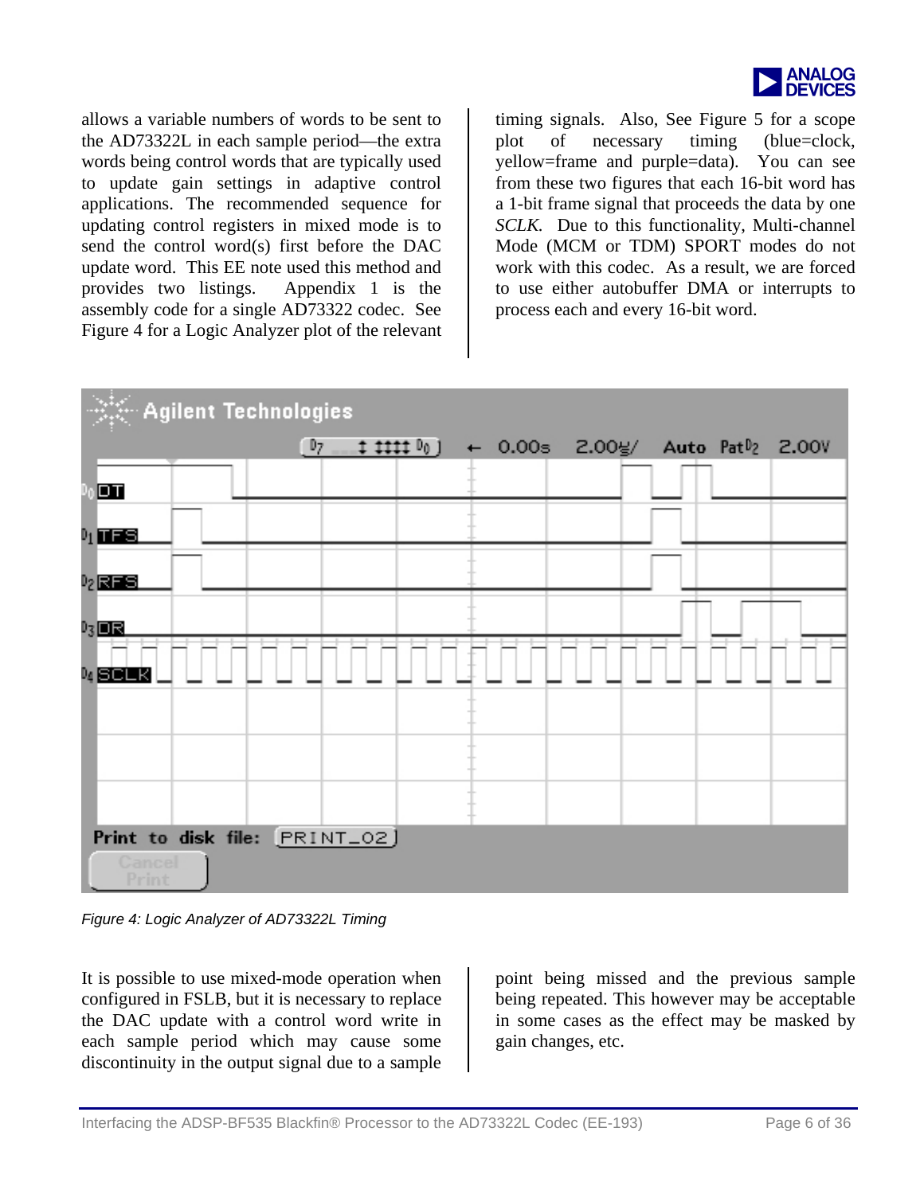allows a variable numbers of words to be sent to the AD73322L in each sample period—the extra words being control words that are typically used to update gain settings in adaptive control applications. The recommended sequence for updating control registers in mixed mode is to send the control word(s) first before the DAC update word. This EE note used this method and provides two listings. Appendix 1 is the assembly code for a single AD73322 codec. See Figure 4 for a Logic Analyzer plot of the relevant timing signals. Also, See Figure 5 for a scope plot of necessary timing (blue=clock, yellow=frame and purple=data). You can see from these two figures that each 16-bit word has a 1-bit frame signal that proceeds the data by one *SCLK*. Due to this functionality, Multi-channel Mode (MCM or TDM) SPORT modes do not work with this codec. As a result, we are forced to use either autobuffer DMA or interrupts to process each and every 16-bit word.

*Figure 4: Logic Analyzer of AD73322L Timing*

It is possible to use mixed-mode operation when configured in FSLB, but it is necessary to replace the DAC update with a control word write in each sample period which may cause some discontinuity in the output signal due to a sample point being missed and the previous sample being repeated. This however may be acceptable in some cases as the effect may be masked by gain changes, etc.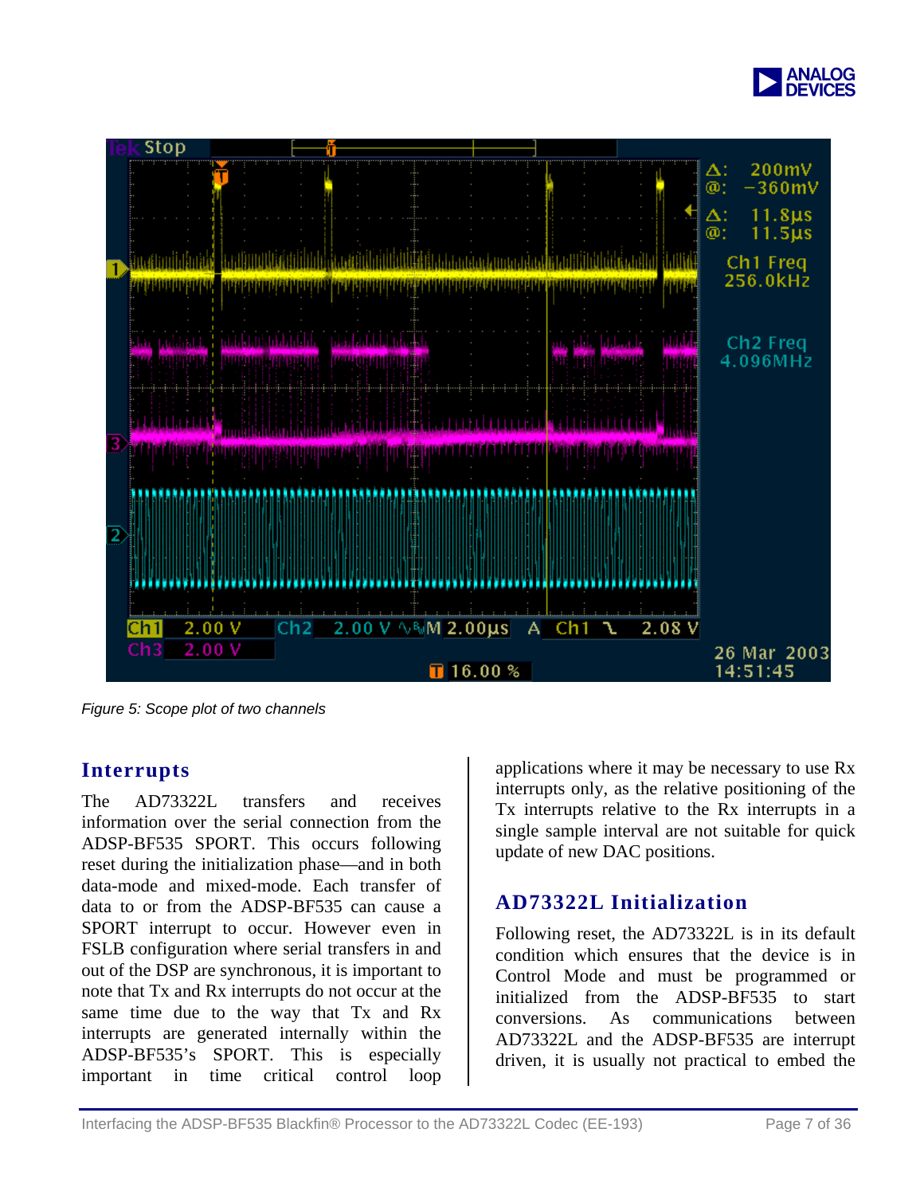Figure 5: Scope plot of two channels

## Interrupts

The AD73322L transfers and receives information over the serial connection from the ADSP-BF535 SPORT. This occurs following reset during the initialization phase—and in both data-mode and mixed-mode. Each transfer of data to or from the ADSP-BF535 can cause a SPORT interrupt to occur. However even in FSLB configuration where serial transfers in and out of the DSP are synchronous, it is important to note that Tx and Rx interrupts do not occur at the same time due to the way that Tx and Rx interrupts are generated internally within the ADSP-BF535's SPORT. This is especially important in time critical control loop applications where it may be necessary to use Rx interrupts only, as the relative positioning of the Tx interrupts relative to the Rx interrupts in a single sample interval are not suitable for quick update of new DAC positions.

## AD73322L Initialization

Following reset, the AD73322L is in its default condition which ensures that the device is in Control Mode and must be programmed or initialized from the ADSP-BF535 to start conversions. As communications between AD73322L and the ADSP-BF535 are interrupt driven, it is usually not practical to embed the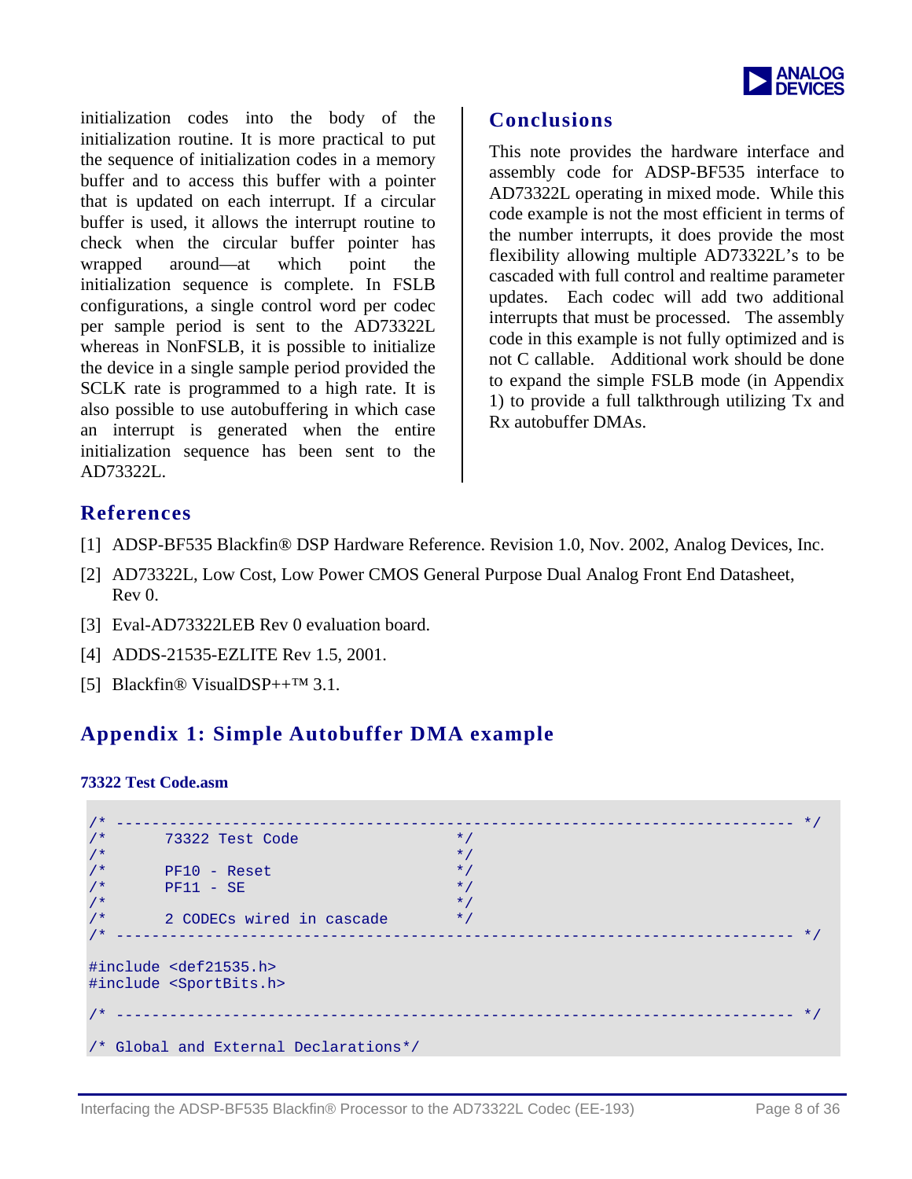initialization codes into the body of the initialization routine. It is more practical to put the sequence of initialization codes in a memory buffer and to access this buffer with a pointer that is updated on each interrupt. If a circular buffer is used, it allows the interrupt routine to check when the circular buffer pointer has wrapped around—at which point the initialization sequence is complete. In FSLB configurations, a single control word per codec per sample period is sent to the AD73322L whereas in NonFSLB, it is possible to initialize the device in a single sample period provided the SCLK rate is programmed to a high rate. It is also possible to use autobuffering in which case an interrupt is generated when the entire initialization sequence has been sent to the AD73322L.

## Conclusions

This note provides the hardware interface and assembly code for ADSP-BF535 interface to AD73322L operating in mixed mode. While this code example is not the most efficient in terms of the number interrupts, it does provide the most flexibility allowing multiple AD73322L's to be cascaded with full control and realtime parameter updates. Each codec will add two additional interrupts that must be processed. The assembly code in this example is not fully optimized and is not C callable. Additional work should be done to expand the simple FSLB mode (in Appendix 1) to provide a full talkthrough utilizing Tx and Rx autobuffer DMAs.

## References

[1] ADSP-BF535 Blackfin® DSP Hardware Reference. Revision 1.0, Nov. 2002, Analog Devices, Inc.

[2] AD73322L, Low Cost, Low Power CMOS General Purpose Dual Analog Front End Datasheet, Rev 0.

[3] Eval-AD73322LEB Rev 0 evaluation board.

[4] ADDS-21535-EZLITE Rev 1.5, 2001.

[5] Blackfin® VisualDSP++™ 3.1.

## Appendix 1: Simple Autobuffer DMA example

**73322 Test Code.asm**

```
/* ---------------------------------------------------------------------------- */
/*      73322 Test Code                      */
/*                                           */
/*      PF10 - Reset                         */
/*      PF11 - SE                            */
/*                                           */
/*      2 CODECs wired in cascade            */
/* ---------------------------------------------------------------------------- */

#include <def21535.h>
#include <SportBits.h>

/* ---------------------------------------------------------------------------- */

/* Global and External Declarations*/
```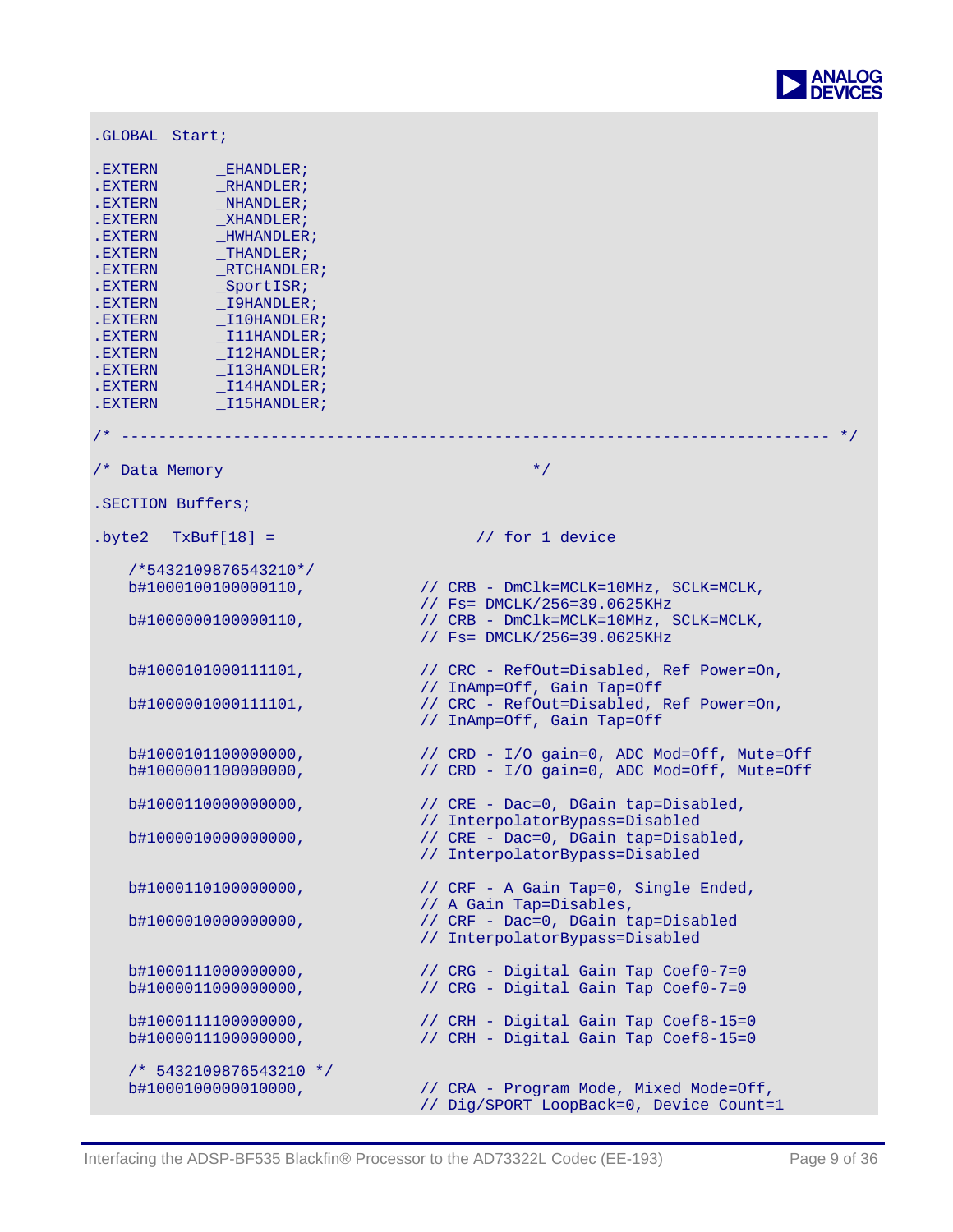```
.GLOBAL  Start;

.EXTERN       _EHANDLER;
.EXTERN       _RHANDLER;
.EXTERN       _NHANDLER;
.EXTERN       _XHANDLER;
.EXTERN       _HWHANDLER;
.EXTERN       _THANDLER;
.EXTERN       _RTCHANDLER;
.EXTERN       _SportISR;
.EXTERN       _I9HANDLER;
.EXTERN       _I10HANDLER;
.EXTERN       _I11HANDLER;
.EXTERN       _I12HANDLER;
.EXTERN       _I13HANDLER;
.EXTERN       _I14HANDLER;
.EXTERN       _I15HANDLER;

/* -------------------------------------------------------------------------- */

/* Data Memory                                         */

.SECTION Buffers;

.byte2   TxBuf[18] =                    // for 1 device

    /*5432109876543210*/
    b#1000100100000110,         // CRB - DmClk=MCLK=10MHz, SCLK=MCLK,
                                // Fs= DMCLK/256=39.0625KHz
    b#1000000100000110,         // CRB - DmClk=MCLK=10MHz, SCLK=MCLK,
                                // Fs= DMCLK/256=39.0625KHz

    b#1000101000111101,         // CRC - RefOut=Disabled, Ref Power=On,
                                // InAmp=Off, Gain Tap=Off
    b#1000001000111101,         // CRC - RefOut=Disabled, Ref Power=On,
                                // InAmp=Off, Gain Tap=Off

    b#1000101100000000,         // CRD - I/O gain=0, ADC Mod=Off, Mute=Off
    b#1000001100000000,         // CRD - I/O gain=0, ADC Mod=Off, Mute=Off

    b#1000110000000000,         // CRE - Dac=0, DGain tap=Disabled,
                                // InterpolatorBypass=Disabled
    b#1000010000000000,         // CRE - Dac=0, DGain tap=Disabled,
                                // InterpolatorBypass=Disabled

    b#1000110100000000,         // CRF - A Gain Tap=0, Single Ended,
                                // A Gain Tap=Disables,
    b#1000010000000000,         // CRF - Dac=0, DGain tap=Disabled
                                // InterpolatorBypass=Disabled

    b#1000111000000000,         // CRG - Digital Gain Tap Coef0-7=0
    b#1000011000000000,         // CRG - Digital Gain Tap Coef0-7=0

    b#1000111100000000,         // CRH - Digital Gain Tap Coef8-15=0
    b#1000011100000000,         // CRH - Digital Gain Tap Coef8-15=0

    /* 5432109876543210 */
    b#1000100000010000,         // CRA - Program Mode, Mixed Mode=Off,
                                // Dig/SPORT LoopBack=0, Device Count=1
```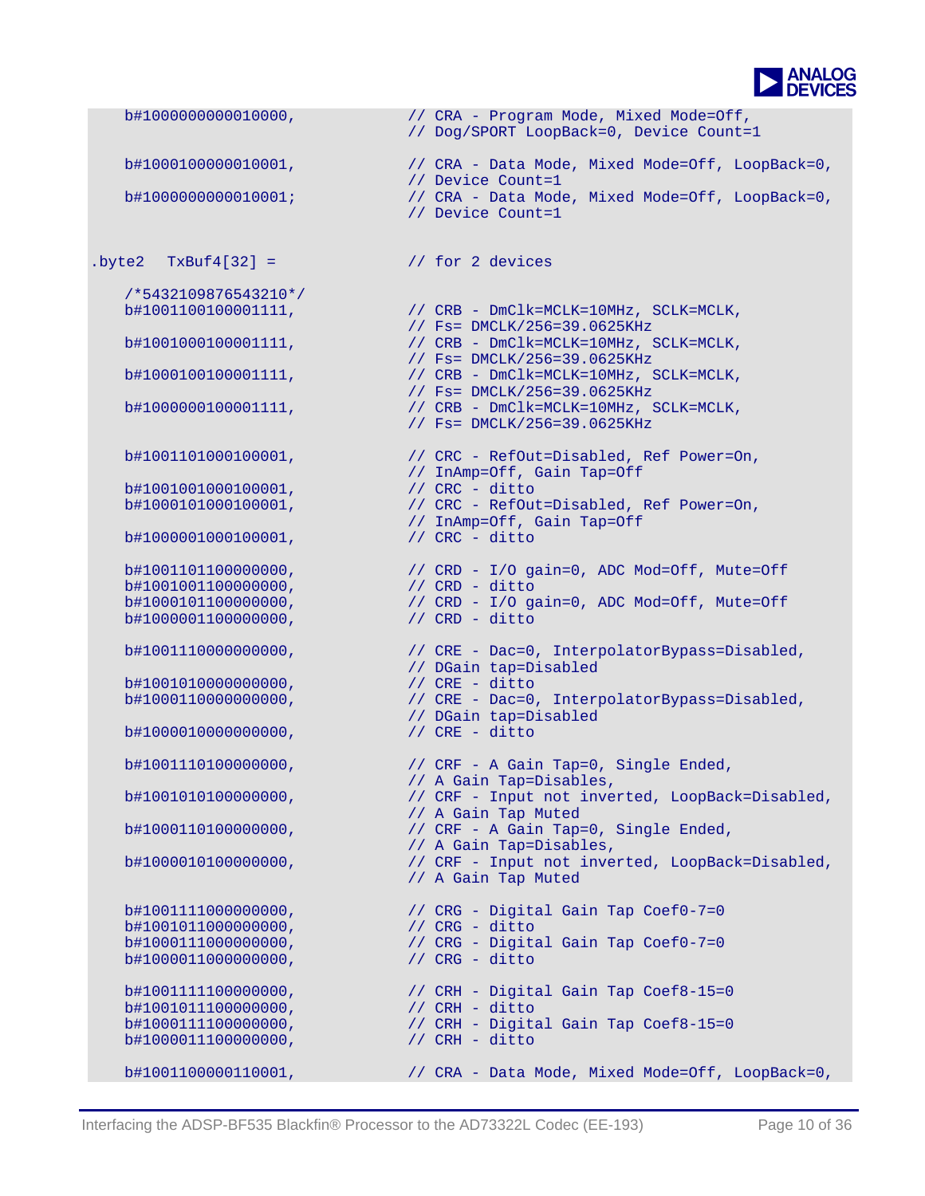```
    b#1000000000010000,          // CRA - Program Mode, Mixed Mode=Off,
                                 // Dog/SPORT LoopBack=0, Device Count=1

    b#1000100000010001,          // CRA - Data Mode, Mixed Mode=Off, LoopBack=0,
                                 // Device Count=1
    b#1000000000010001;          // CRA - Data Mode, Mixed Mode=Off, LoopBack=0,
                                 // Device Count=1


.byte2  TxBuf4[32] =             // for 2 devices

    /*5432109876543210*/
    b#1001100100001111,          // CRB - DmClk=MCLK=10MHz, SCLK=MCLK,
                                 // Fs= DMCLK/256=39.0625KHz
    b#1001000100001111,          // CRB - DmClk=MCLK=10MHz, SCLK=MCLK,
                                 // Fs= DMCLK/256=39.0625KHz
    b#1000100100001111,          // CRB - DmClk=MCLK=10MHz, SCLK=MCLK,
                                 // Fs= DMCLK/256=39.0625KHz
    b#1000000100001111,          // CRB - DmClk=MCLK=10MHz, SCLK=MCLK,
                                 // Fs= DMCLK/256=39.0625KHz

    b#1001101000100001,          // CRC - RefOut=Disabled, Ref Power=On,
                                 // InAmp=Off, Gain Tap=Off
    b#1001001000100001,          // CRC - ditto
    b#1000101000100001,          // CRC - RefOut=Disabled, Ref Power=On,
                                 // InAmp=Off, Gain Tap=Off
    b#1000001000100001,          // CRC - ditto

    b#1001101100000000,          // CRD - I/O gain=0, ADC Mod=Off, Mute=Off
    b#1001001100000000,          // CRD - ditto
    b#1000101100000000,          // CRD - I/O gain=0, ADC Mod=Off, Mute=Off
    b#1000001100000000,          // CRD - ditto

    b#1001110000000000,          // CRE - Dac=0, InterpolatorBypass=Disabled,
                                 // DGain tap=Disabled
    b#1001010000000000,          // CRE - ditto
    b#1000110000000000,          // CRE - Dac=0, InterpolatorBypass=Disabled,
                                 // DGain tap=Disabled
    b#1000010000000000,          // CRE - ditto

    b#1001110100000000,          // CRF - A Gain Tap=0, Single Ended,
                                 // A Gain Tap=Disables,
    b#1001010100000000,          // CRF - Input not inverted, LoopBack=Disabled,
                                 // A Gain Tap Muted
    b#1000110100000000,          // CRF - A Gain Tap=0, Single Ended,
                                 // A Gain Tap=Disables,
    b#1000010100000000,          // CRF - Input not inverted, LoopBack=Disabled,
                                 // A Gain Tap Muted

    b#1001111000000000,          // CRG - Digital Gain Tap Coef0-7=0
    b#1001011000000000,          // CRG - ditto
    b#1000111000000000,          // CRG - Digital Gain Tap Coef0-7=0
    b#1000011000000000,          // CRG - ditto

    b#1001111100000000,          // CRH - Digital Gain Tap Coef8-15=0
    b#1001011100000000,          // CRH - ditto
    b#1000111100000000,          // CRH - Digital Gain Tap Coef8-15=0
    b#1000011100000000,          // CRH - ditto

    b#1001100000110001,          // CRA - Data Mode, Mixed Mode=Off, LoopBack=0,
```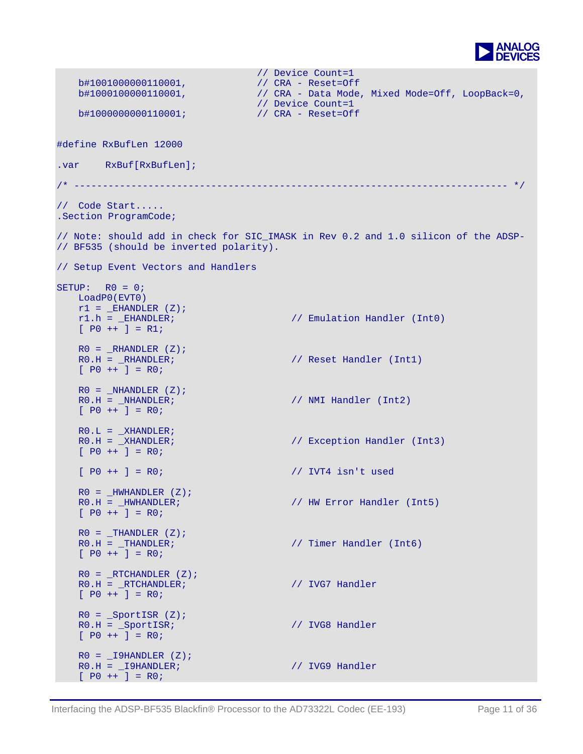```
                                        // Device Count=1
    b#1001000000110001,                 // CRA - Reset=Off
    b#1000100000110001,                 // CRA - Data Mode, Mixed Mode=Off, LoopBack=0,
                                        // Device Count=1
    b#1000000000110001;                 // CRA - Reset=Off


#define RxBufLen 12000

.var     RxBuf[RxBufLen];

/* ---------------------------------------------------------------------------- */

//  Code Start.....
.Section ProgramCode;

// Note: should add in check for SIC_IMASK in Rev 0.2 and 1.0 silicon of the ADSP-
// BF535 (should be inverted polarity).

// Setup Event Vectors and Handlers

SETUP:  R0 = 0;
    LoadP0(EVT0)
    r1 = _EHANDLER (Z);
    r1.h = _EHANDLER;                         // Emulation Handler (Int0)
    [ P0 ++ ] = R1;

    R0 = _RHANDLER (Z);
    R0.H = _RHANDLER;                         // Reset Handler (Int1)
    [ P0 ++ ] = R0;

    R0 = _NHANDLER (Z);
    R0.H = _NHANDLER;                         // NMI Handler (Int2)
    [ P0 ++ ] = R0;

    R0.L = _XHANDLER;
    R0.H = _XHANDLER;                         // Exception Handler (Int3)
    [ P0 ++ ] = R0;

    [ P0 ++ ] = R0;                           // IVT4 isn't used

    R0 = _HWHANDLER (Z);
    R0.H = _HWHANDLER;                        // HW Error Handler (Int5)
    [ P0 ++ ] = R0;

    R0 = _THANDLER (Z);
    R0.H = _THANDLER;                         // Timer Handler (Int6)
    [ P0 ++ ] = R0;

    R0 = _RTCHANDLER (Z);
    R0.H = _RTCHANDLER;                       // IVG7 Handler
    [ P0 ++ ] = R0;

    R0 = _SportISR (Z);
    R0.H = _SportISR;                         // IVG8 Handler
    [ P0 ++ ] = R0;

    R0 = _I9HANDLER (Z);
    R0.H = _I9HANDLER;                        // IVG9 Handler
    [ P0 ++ ] = R0;
```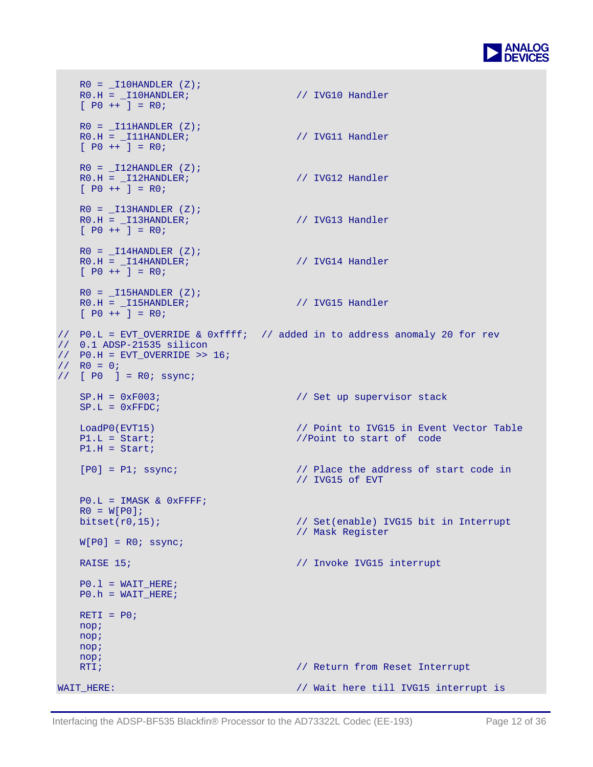```
    R0 = _I10HANDLER (Z);
    R0.H = _I10HANDLER;                   // IVG10 Handler
    [ P0 ++ ] = R0;

    R0 = _I11HANDLER (Z);
    R0.H = _I11HANDLER;                   // IVG11 Handler
    [ P0 ++ ] = R0;

    R0 = _I12HANDLER (Z);
    R0.H = _I12HANDLER;                   // IVG12 Handler
    [ P0 ++ ] = R0;

    R0 = _I13HANDLER (Z);
    R0.H = _I13HANDLER;                   // IVG13 Handler
    [ P0 ++ ] = R0;

    R0 = _I14HANDLER (Z);
    R0.H = _I14HANDLER;                   // IVG14 Handler
    [ P0 ++ ] = R0;

    R0 = _I15HANDLER (Z);
    R0.H = _I15HANDLER;                   // IVG15 Handler
    [ P0 ++ ] = R0;

//  P0.L = EVT_OVERRIDE & 0xffff;  // added in to address anomaly 20 for rev
//  0.1 ADSP-21535 silicon
//  P0.H = EVT_OVERRIDE >> 16;
//  R0 = 0;
//  [ P0  ] = R0; ssync;

    SP.H = 0xF003;                        // Set up supervisor stack
    SP.L = 0xFFDC;

    LoadP0(EVT15)                         // Point to IVG15 in Event Vector Table
    P1.L = Start;                         //Point to start of  code
    P1.H = Start;

    [P0] = P1; ssync;                     // Place the address of start code in
                                          // IVG15 of EVT

    P0.L = IMASK & 0xFFFF;
    R0 = W[P0];
    bitset(r0,15);                        // Set(enable) IVG15 bit in Interrupt
                                          // Mask Register
    W[P0] = R0; ssync;

    RAISE 15;                             // Invoke IVG15 interrupt

    P0.l = WAIT_HERE;
    P0.h = WAIT_HERE;

    RETI = P0;
    nop;
    nop;
    nop;
    nop;
    RTI;                                  // Return from Reset Interrupt

WAIT_HERE:                                // Wait here till IVG15 interrupt is
```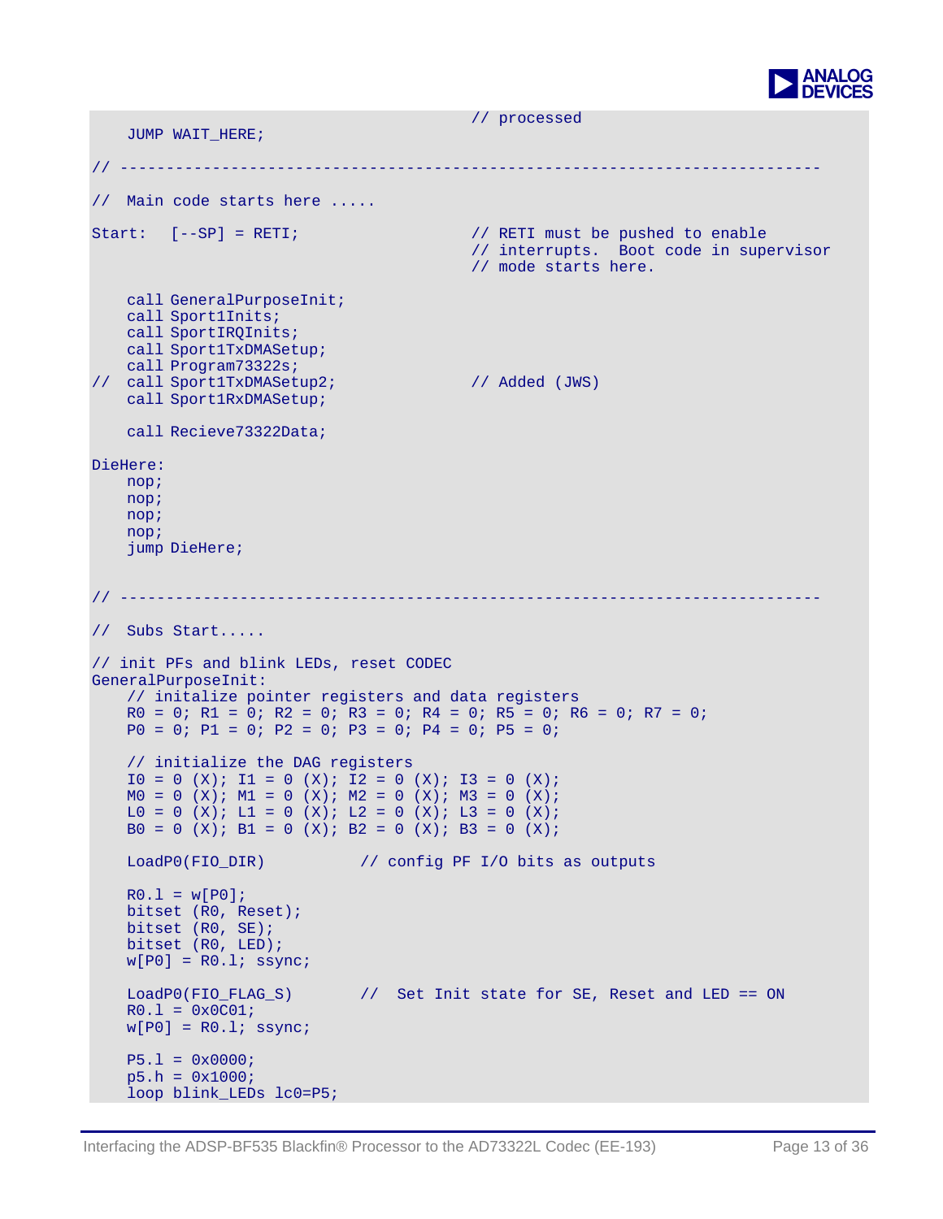```
                                                // processed
    JUMP WAIT_HERE;

// ---------------------------------------------------------------------------

//  Main code starts here .....

Start:  [--SP] = RETI;                          // RETI must be pushed to enable
                                                // interrupts.  Boot code in supervisor
                                                // mode starts here.

    call GeneralPurposeInit;
    call Sport1Inits;
    call SportIRQInits;
    call Sport1TxDMASetup;
    call Program73322s;
//  call Sport1TxDMASetup2;                     // Added (JWS)
    call Sport1RxDMASetup;

    call Recieve73322Data;

DieHere:
    nop;
    nop;
    nop;
    nop;
    jump DieHere;


// ---------------------------------------------------------------------------

//  Subs Start.....

// init PFs and blink LEDs, reset CODEC
GeneralPurposeInit:
    // initalize pointer registers and data registers
    R0 = 0; R1 = 0; R2 = 0; R3 = 0; R4 = 0; R5 = 0; R6 = 0; R7 = 0;
    P0 = 0; P1 = 0; P2 = 0; P3 = 0; P4 = 0; P5 = 0;

    // initialize the DAG registers
    I0 = 0 (X); I1 = 0 (X); I2 = 0 (X); I3 = 0 (X);
    M0 = 0 (X); M1 = 0 (X); M2 = 0 (X); M3 = 0 (X);
    L0 = 0 (X); L1 = 0 (X); L2 = 0 (X); L3 = 0 (X);
    B0 = 0 (X); B1 = 0 (X); B2 = 0 (X); B3 = 0 (X);

    LoadP0(FIO_DIR)          // config PF I/O bits as outputs

    R0.l = w[P0];
    bitset (R0, Reset);
    bitset (R0, SE);
    bitset (R0, LED);
    w[P0] = R0.l; ssync;

    LoadP0(FIO_FLAG_S)       //  Set Init state for SE, Reset and LED == ON
    R0.l = 0x0C01;
    w[P0] = R0.l; ssync;

    P5.l = 0x0000;
    p5.h = 0x1000;
    loop blink_LEDs lc0=P5;
```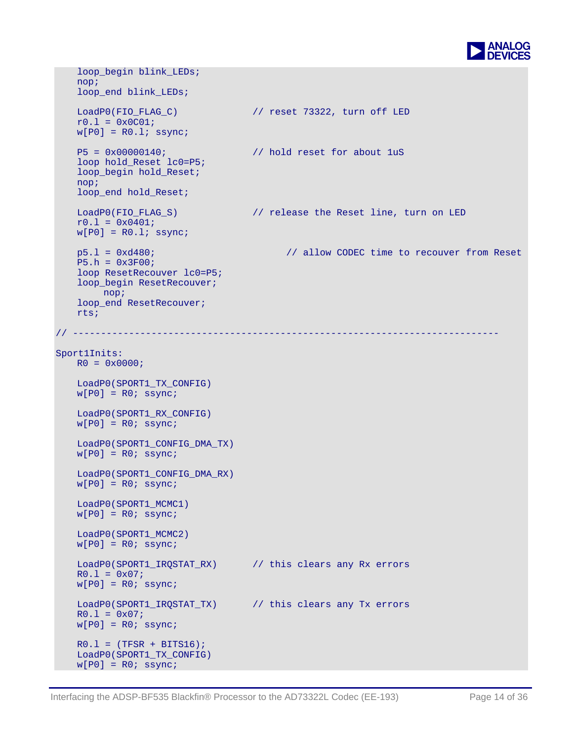```
    loop_begin blink_LEDs;
    nop;
    loop_end blink_LEDs;

    LoadP0(FIO_FLAG_C)              // reset 73322, turn off LED
    r0.l = 0x0C01;
    w[P0] = R0.l; ssync;

    P5 = 0x00000140;                // hold reset for about 1uS
    loop hold_Reset lc0=P5;
    loop_begin hold_Reset;
    nop;
    loop_end hold_Reset;

    LoadP0(FIO_FLAG_S)              // release the Reset line, turn on LED
    r0.l = 0x0401;
    w[P0] = R0.l; ssync;

    p5.l = 0xd480;                        // allow CODEC time to recouver from Reset
    P5.h = 0x3F00;
    loop ResetRecouver lc0=P5;
    loop_begin ResetRecouver;
        nop;
    loop_end ResetRecouver;
    rts;

// ---------------------------------------------------------------------------

Sport1Inits:
    R0 = 0x0000;

    LoadP0(SPORT1_TX_CONFIG)
    w[P0] = R0; ssync;

    LoadP0(SPORT1_RX_CONFIG)
    w[P0] = R0; ssync;

    LoadP0(SPORT1_CONFIG_DMA_TX)
    w[P0] = R0; ssync;

    LoadP0(SPORT1_CONFIG_DMA_RX)
    w[P0] = R0; ssync;

    LoadP0(SPORT1_MCMC1)
    w[P0] = R0; ssync;

    LoadP0(SPORT1_MCMC2)
    w[P0] = R0; ssync;

    LoadP0(SPORT1_IRQSTAT_RX)       // this clears any Rx errors
    R0.l = 0x07;
    w[P0] = R0; ssync;

    LoadP0(SPORT1_IRQSTAT_TX)       // this clears any Tx errors
    R0.l = 0x07;
    w[P0] = R0; ssync;

    R0.l = (TFSR + BITS16);
    LoadP0(SPORT1_TX_CONFIG)
    w[P0] = R0; ssync;
```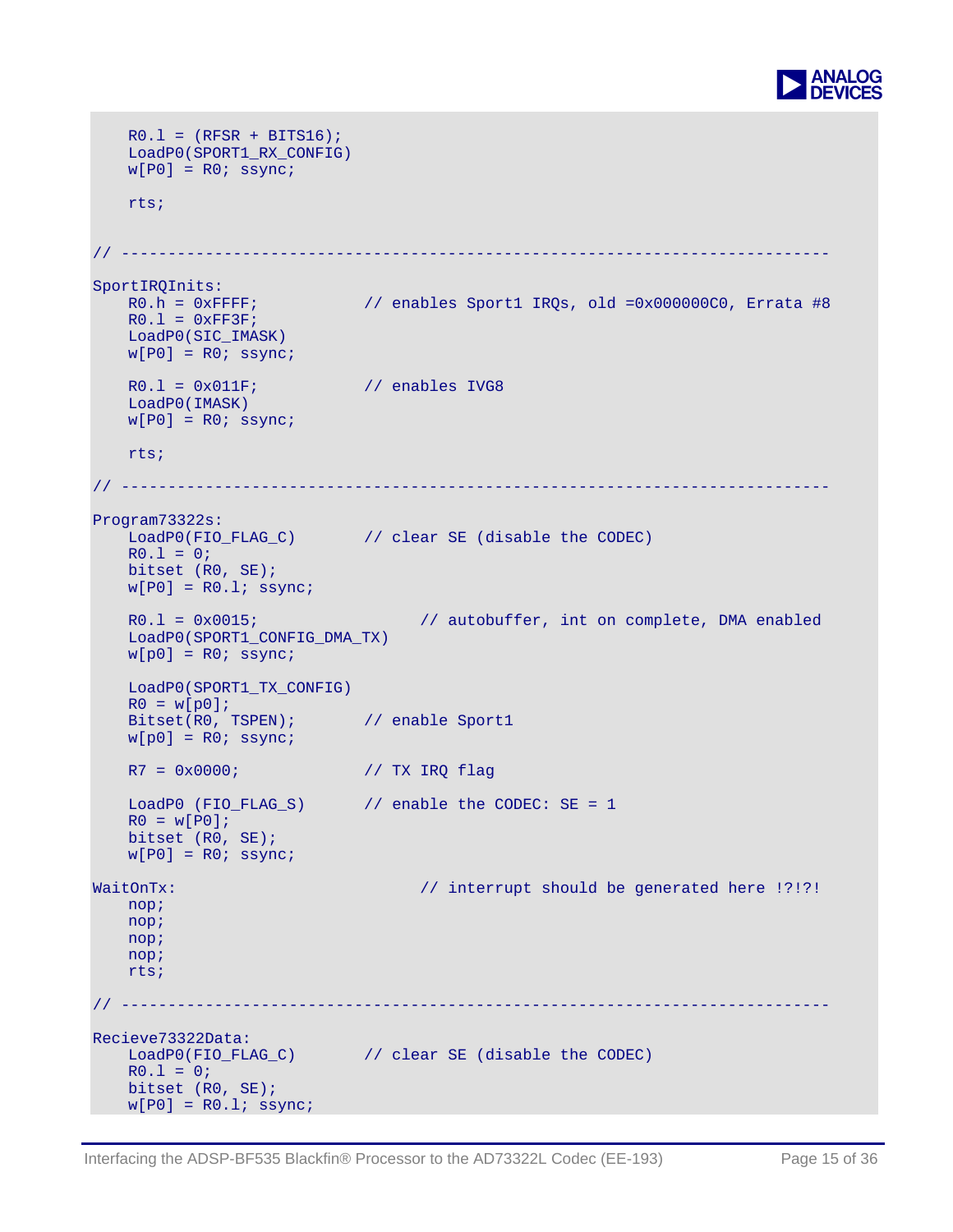```
    R0.l = (RFSR + BITS16);
    LoadP0(SPORT1_RX_CONFIG)
    w[P0] = R0; ssync;

    rts;


// ----------------------------------------------------------------------------

SportIRQInits:
    R0.h = 0xFFFF;            // enables Sport1 IRQs, old =0x000000C0, Errata #8
    R0.l = 0xFF3F;
    LoadP0(SIC_IMASK)
    w[P0] = R0; ssync;

    R0.l = 0x011F;            // enables IVG8
    LoadP0(IMASK)
    w[P0] = R0; ssync;

    rts;

// ----------------------------------------------------------------------------

Program73322s:
    LoadP0(FIO_FLAG_C)        // clear SE (disable the CODEC)
    R0.l = 0;
    bitset (R0, SE);
    w[P0] = R0.l; ssync;

    R0.l = 0x0015;                  // autobuffer, int on complete, DMA enabled
    LoadP0(SPORT1_CONFIG_DMA_TX)
    w[p0] = R0; ssync;

    LoadP0(SPORT1_TX_CONFIG)
    R0 = w[p0];
    Bitset(R0, TSPEN);        // enable Sport1
    w[p0] = R0; ssync;

    R7 = 0x0000;              // TX IRQ flag

    LoadP0 (FIO_FLAG_S)       // enable the CODEC: SE = 1
    R0 = w[P0];
    bitset (R0, SE);
    w[P0] = R0; ssync;

WaitOnTx:                           // interrupt should be generated here !?!?!
    nop;
    nop;
    nop;
    nop;
    rts;

// ----------------------------------------------------------------------------

Recieve73322Data:
    LoadP0(FIO_FLAG_C)        // clear SE (disable the CODEC)
    R0.l = 0;
    bitset (R0, SE);
    w[P0] = R0.l; ssync;
```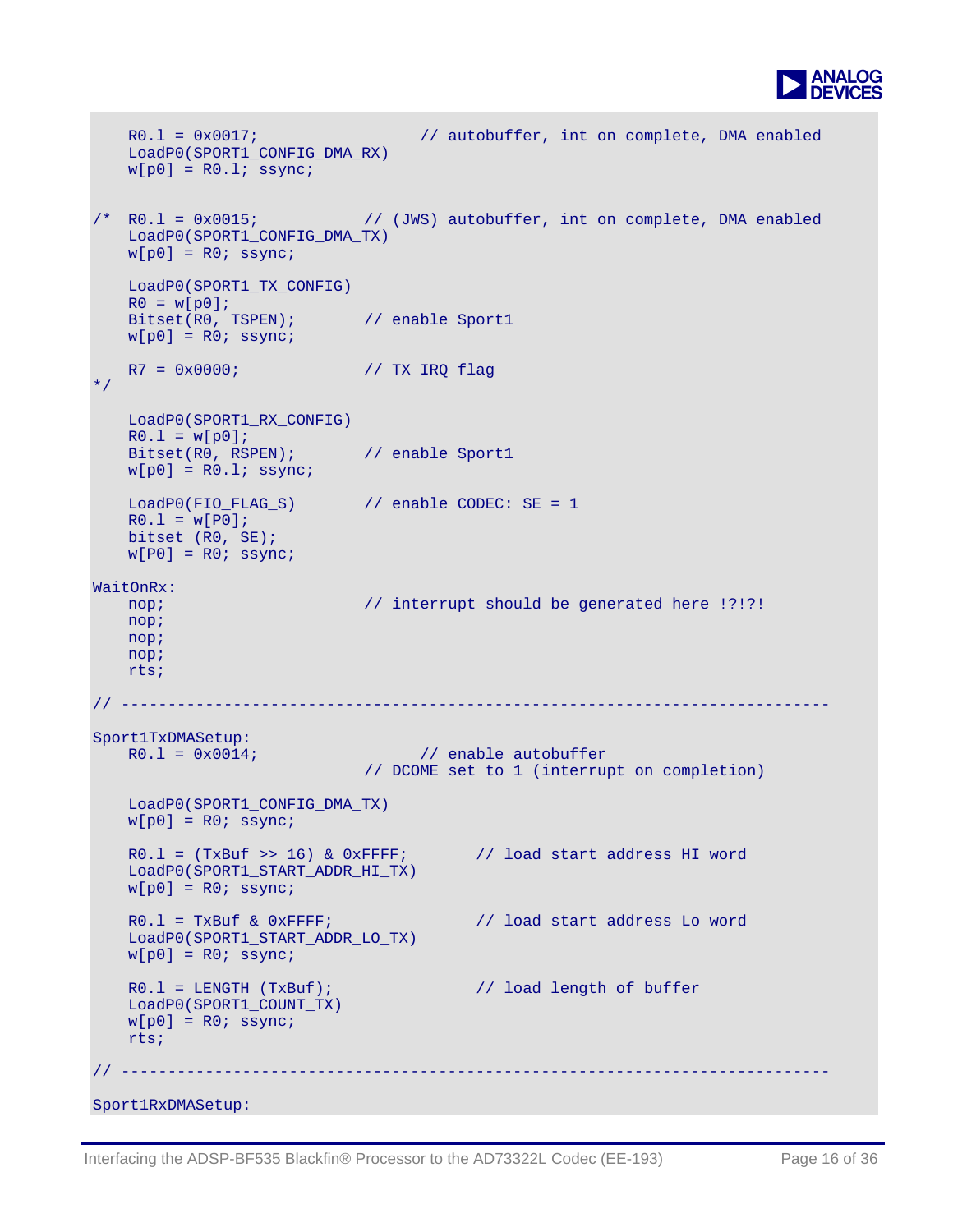```
    R0.l = 0x0017;                 // autobuffer, int on complete, DMA enabled
    LoadP0(SPORT1_CONFIG_DMA_RX)
    w[p0] = R0.l; ssync;


/*  R0.l = 0x0015;            // (JWS) autobuffer, int on complete, DMA enabled
    LoadP0(SPORT1_CONFIG_DMA_TX)
    w[p0] = R0; ssync;

    LoadP0(SPORT1_TX_CONFIG)
    R0 = w[p0];
    Bitset(R0, TSPEN);        // enable Sport1
    w[p0] = R0; ssync;

    R7 = 0x0000;              // TX IRQ flag
*/

    LoadP0(SPORT1_RX_CONFIG)
    R0.l = w[p0];
    Bitset(R0, RSPEN);        // enable Sport1
    w[p0] = R0.l; ssync;

    LoadP0(FIO_FLAG_S)        // enable CODEC: SE = 1
    R0.l = w[P0];
    bitset (R0, SE);
    w[P0] = R0; ssync;

WaitOnRx:
    nop;                      // interrupt should be generated here !?!?!
    nop;
    nop;
    nop;
    rts;

// ------------------------------------------------------------------------------

Sport1TxDMASetup:
    R0.l = 0x0014;                 // enable autobuffer
                              // DCOME set to 1 (interrupt on completion)

    LoadP0(SPORT1_CONFIG_DMA_TX)
    w[p0] = R0; ssync;

    R0.l = (TxBuf >> 16) & 0xFFFF;        // load start address HI word
    LoadP0(SPORT1_START_ADDR_HI_TX)
    w[p0] = R0; ssync;

    R0.l = TxBuf & 0xFFFF;                // load start address Lo word
    LoadP0(SPORT1_START_ADDR_LO_TX)
    w[p0] = R0; ssync;

    R0.l = LENGTH (TxBuf);                // load length of buffer
    LoadP0(SPORT1_COUNT_TX)
    w[p0] = R0; ssync;
    rts;

// ------------------------------------------------------------------------------

Sport1RxDMASetup:
```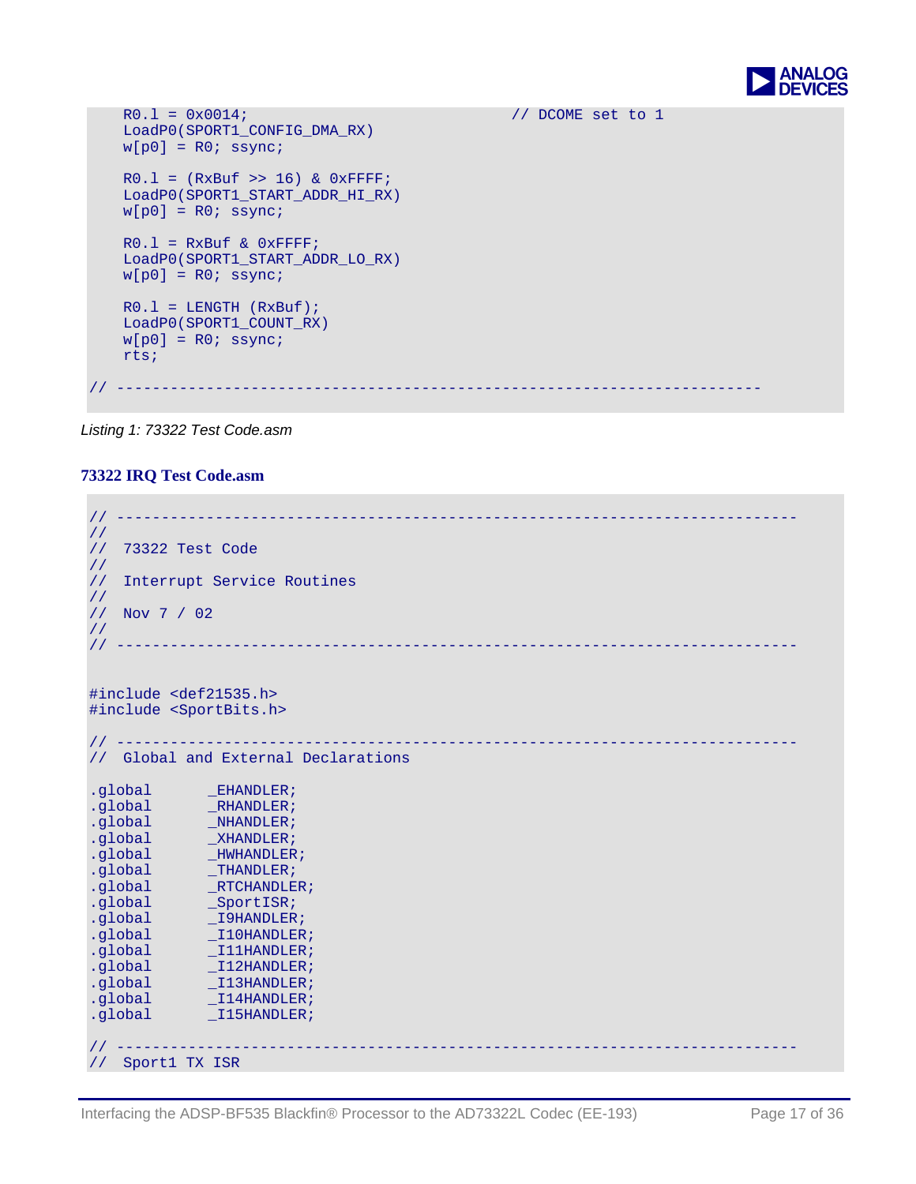```
    R0.l = 0x0014;                              // DCOME set to 1
    LoadP0(SPORT1_CONFIG_DMA_RX)
    w[p0] = R0; ssync;

    R0.l = (RxBuf >> 16) & 0xFFFF;
    LoadP0(SPORT1_START_ADDR_HI_RX)
    w[p0] = R0; ssync;

    R0.l = RxBuf & 0xFFFF;
    LoadP0(SPORT1_START_ADDR_LO_RX)
    w[p0] = R0; ssync;

    R0.l = LENGTH (RxBuf);
    LoadP0(SPORT1_COUNT_RX)
    w[p0] = R0; ssync;
    rts;

// ----------------------------------------------------------------------
```

*Listing 1: 73322 Test Code.asm*

### 73322 IRQ Test Code.asm

```
// ---------------------------------------------------------------------------
//
//  73322 Test Code
//
//  Interrupt Service Routines
//
//  Nov 7 / 02
//
// ---------------------------------------------------------------------------


#include <def21535.h>
#include <SportBits.h>

// ---------------------------------------------------------------------------
//  Global and External Declarations

.global      _EHANDLER;
.global      _RHANDLER;
.global      _NHANDLER;
.global      _XHANDLER;
.global      _HWHANDLER;
.global      _THANDLER;
.global      _RTCHANDLER;
.global      _SportISR;
.global      _I9HANDLER;
.global      _I10HANDLER;
.global      _I11HANDLER;
.global      _I12HANDLER;
.global      _I13HANDLER;
.global      _I14HANDLER;
.global      _I15HANDLER;

// ---------------------------------------------------------------------------
//  Sport1 TX ISR
```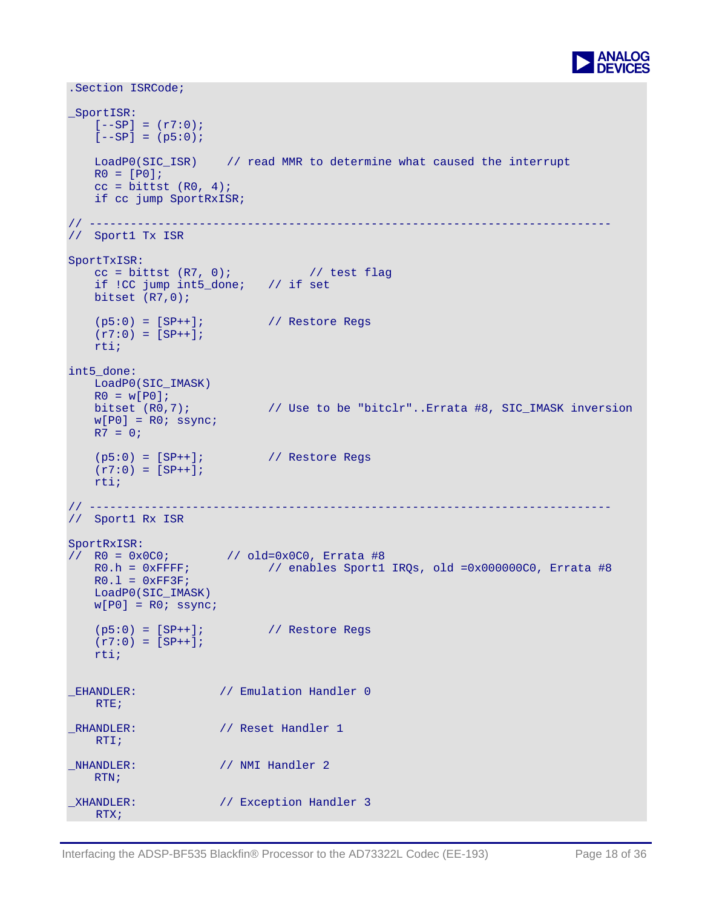```
.Section ISRCode;

_SportISR:
    [--SP] = (r7:0);
    [--SP] = (p5:0);

    LoadP0(SIC_ISR)    // read MMR to determine what caused the interrupt
    R0 = [P0];
    cc = bittst (R0, 4);
    if cc jump SportRxISR;

// ---------------------------------------------------------------------------
//  Sport1 Tx ISR

SportTxISR:
    cc = bittst (R7, 0);           // test flag
    if !CC jump int5_done;    // if set
    bitset (R7,0);

    (p5:0) = [SP++];          // Restore Regs
    (r7:0) = [SP++];
    rti;

int5_done:
    LoadP0(SIC_IMASK)
    R0 = w[P0];
    bitset (R0,7);            // Use to be "bitclr"..Errata #8, SIC_IMASK inversion
    w[P0] = R0; ssync;
    R7 = 0;

    (p5:0) = [SP++];          // Restore Regs
    (r7:0) = [SP++];
    rti;

// ---------------------------------------------------------------------------
//  Sport1 Rx ISR

SportRxISR:
//  R0 = 0x0C0;        // old=0x0C0, Errata #8
    R0.h = 0xFFFF;            // enables Sport1 IRQs, old =0x000000C0, Errata #8
    R0.l = 0xFF3F;
    LoadP0(SIC_IMASK)
    w[P0] = R0; ssync;

    (p5:0) = [SP++];          // Restore Regs
    (r7:0) = [SP++];
    rti;


_EHANDLER:            // Emulation Handler 0
    RTE;

_RHANDLER:            // Reset Handler 1
    RTI;

_NHANDLER:            // NMI Handler 2
    RTN;

_XHANDLER:            // Exception Handler 3
    RTX;
```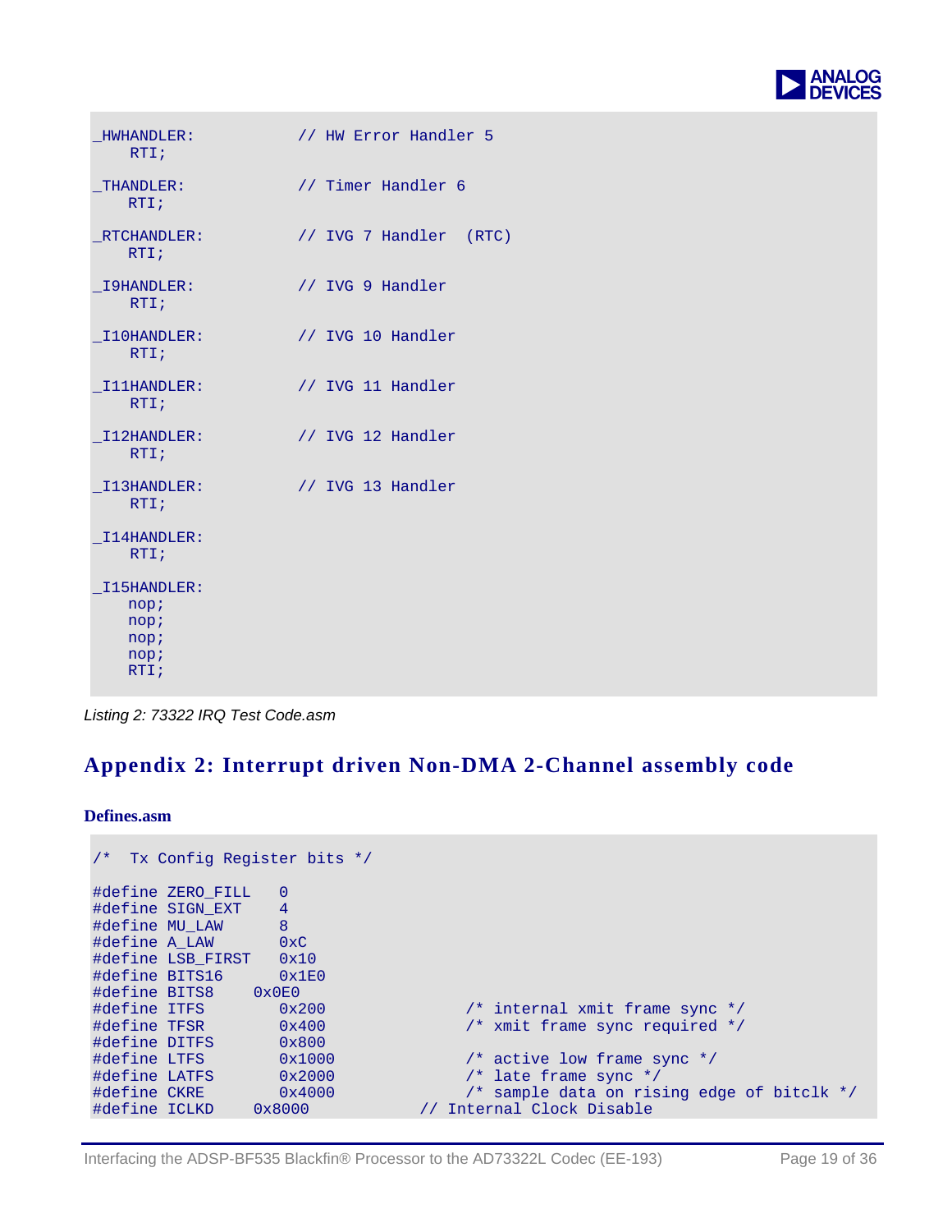```
_HWHANDLER:             // HW Error Handler 5
    RTI;

_THANDLER:              // Timer Handler 6
    RTI;

_RTCHANDLER:            // IVG 7 Handler  (RTC)
    RTI;

_I9HANDLER:             // IVG 9 Handler
    RTI;

_I10HANDLER:            // IVG 10 Handler
    RTI;

_I11HANDLER:            // IVG 11 Handler
    RTI;

_I12HANDLER:            // IVG 12 Handler
    RTI;

_I13HANDLER:            // IVG 13 Handler
    RTI;

_I14HANDLER:
    RTI;

_I15HANDLER:
    nop;
    nop;
    nop;
    nop;
    RTI;
```

*Listing 2: 73322 IRQ Test Code.asm*

## Appendix 2: Interrupt driven Non-DMA 2-Channel assembly code

**Defines.asm**

```
/*  Tx Config Register bits */

#define ZERO_FILL    0
#define SIGN_EXT     4
#define MU_LAW       8
#define A_LAW        0xC
#define LSB_FIRST    0x10
#define BITS16       0x1E0
#define BITS8     0x0E0
#define ITFS         0x200              /* internal xmit frame sync */
#define TFSR         0x400              /* xmit frame sync required */
#define DITFS        0x800
#define LTFS         0x1000             /* active low frame sync */
#define LATFS        0x2000             /* late frame sync */
#define CKRE         0x4000             /* sample data on rising edge of bitclk */
#define ICLKD     0x8000           // Internal Clock Disable
```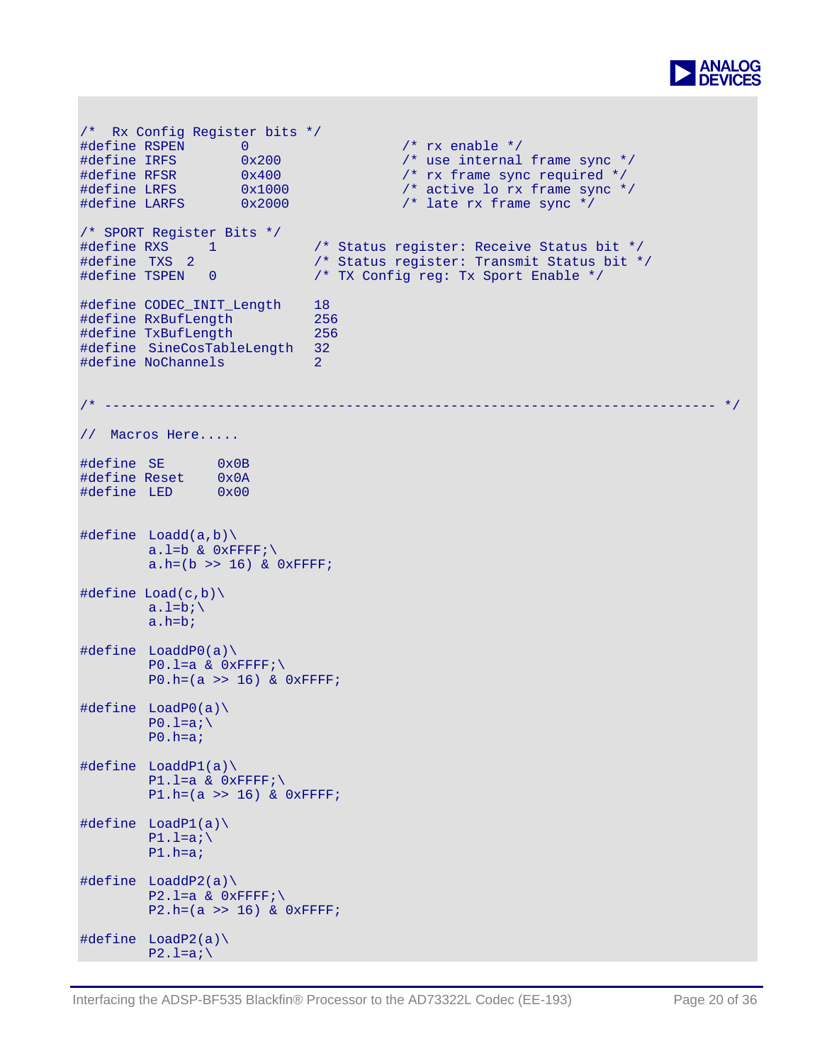```
/*  Rx Config Register bits */
#define RSPEN       0                   /* rx enable */
#define IRFS        0x200               /* use internal frame sync */
#define RFSR        0x400               /* rx frame sync required */
#define LRFS        0x1000              /* active lo rx frame sync */
#define LARFS       0x2000              /* late rx frame sync */

/* SPORT Register Bits */
#define RXS     1            /* Status register: Receive Status bit */
#define  TXS  2              /* Status register: Transmit Status bit */
#define TSPEN   0            /* TX Config reg: Tx Sport Enable */

#define CODEC_INIT_Length    18
#define RxBufLength          256
#define TxBufLength          256
#define  SineCosTableLength  32
#define NoChannels           2


/* --------------------------------------------------------------------------- */

//  Macros Here.....

#define  SE      0x0B
#define Reset    0x0A
#define  LED     0x00


#define  Loadd(a,b)\
        a.l=b & 0xFFFF;\
        a.h=(b >> 16) & 0xFFFF;

#define Load(c,b)\
        a.l=b;\
        a.h=b;

#define  LoaddP0(a)\
        P0.l=a & 0xFFFF;\
        P0.h=(a >> 16) & 0xFFFF;

#define  LoadP0(a)\
        P0.l=a;\
        P0.h=a;

#define  LoaddP1(a)\
        P1.l=a & 0xFFFF;\
        P1.h=(a >> 16) & 0xFFFF;

#define  LoadP1(a)\
        P1.l=a;\
        P1.h=a;

#define  LoaddP2(a)\
        P2.l=a & 0xFFFF;\
        P2.h=(a >> 16) & 0xFFFF;

#define  LoadP2(a)\
        P2.l=a;\
```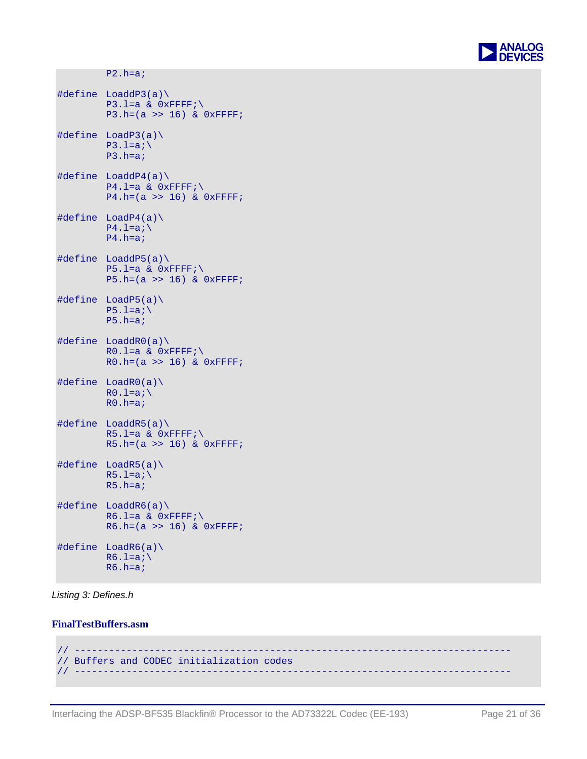```
        P2.h=a;

#define LoaddP3(a)\
        P3.l=a & 0xFFFF;\
        P3.h=(a >> 16) & 0xFFFF;

#define LoadP3(a)\
        P3.l=a;\
        P3.h=a;

#define LoaddP4(a)\
        P4.l=a & 0xFFFF;\
        P4.h=(a >> 16) & 0xFFFF;

#define LoadP4(a)\
        P4.l=a;\
        P4.h=a;

#define LoaddP5(a)\
        P5.l=a & 0xFFFF;\
        P5.h=(a >> 16) & 0xFFFF;

#define LoadP5(a)\
        P5.l=a;\
        P5.h=a;

#define LoaddR0(a)\
        R0.l=a & 0xFFFF;\
        R0.h=(a >> 16) & 0xFFFF;

#define LoadR0(a)\
        R0.l=a;\
        R0.h=a;

#define LoaddR5(a)\
        R5.l=a & 0xFFFF;\
        R5.h=(a >> 16) & 0xFFFF;

#define LoadR5(a)\
        R5.l=a;\
        R5.h=a;

#define LoaddR6(a)\
        R6.l=a & 0xFFFF;\
        R6.h=(a >> 16) & 0xFFFF;

#define LoadR6(a)\
        R6.l=a;\
        R6.h=a;
```

*Listing 3: Defines.h*

### FinalTestBuffers.asm

```
// ---------------------------------------------------------------------------
// Buffers and CODEC initialization codes
// ---------------------------------------------------------------------------
```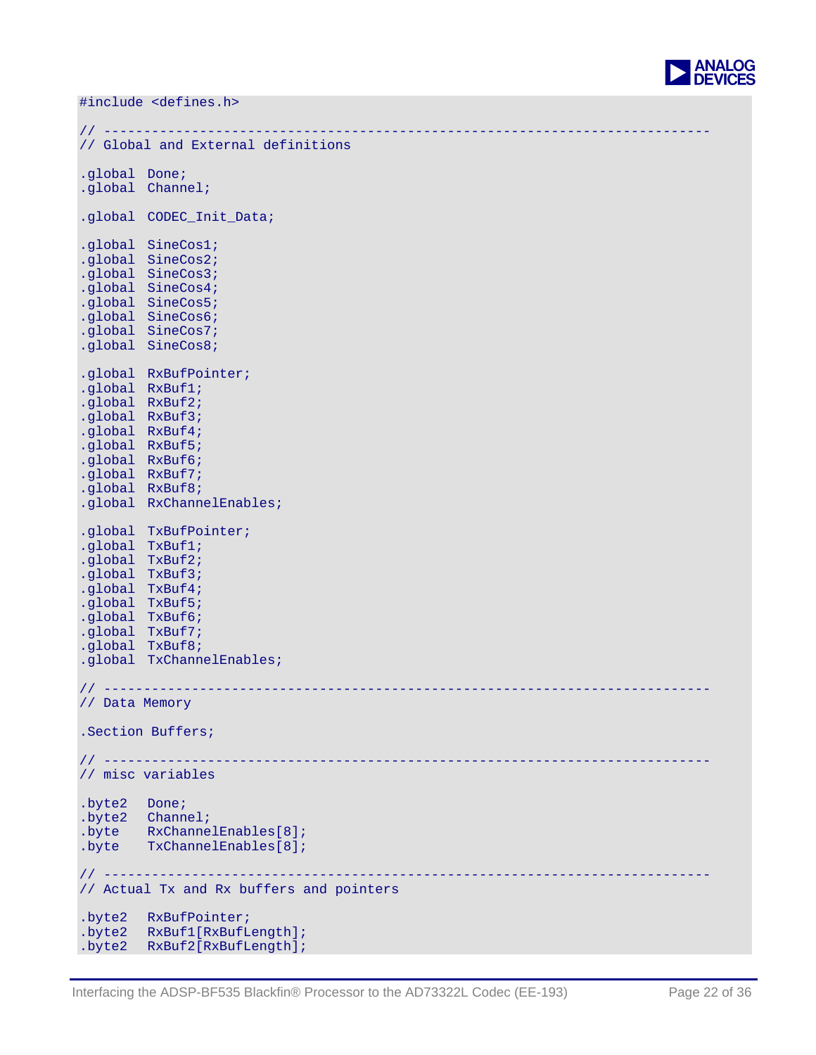```
#include <defines.h>

// ---------------------------------------------------------------------------
// Global and External definitions

.global  Done;
.global  Channel;

.global  CODEC_Init_Data;

.global  SineCos1;
.global  SineCos2;
.global  SineCos3;
.global  SineCos4;
.global  SineCos5;
.global  SineCos6;
.global  SineCos7;
.global  SineCos8;

.global  RxBufPointer;
.global  RxBuf1;
.global  RxBuf2;
.global  RxBuf3;
.global  RxBuf4;
.global  RxBuf5;
.global  RxBuf6;
.global  RxBuf7;
.global  RxBuf8;
.global  RxChannelEnables;

.global  TxBufPointer;
.global  TxBuf1;
.global  TxBuf2;
.global  TxBuf3;
.global  TxBuf4;
.global  TxBuf5;
.global  TxBuf6;
.global  TxBuf7;
.global  TxBuf8;
.global  TxChannelEnables;

// ---------------------------------------------------------------------------
// Data Memory

.Section Buffers;

// ---------------------------------------------------------------------------
// misc variables

.byte2   Done;
.byte2   Channel;
.byte    RxChannelEnables[8];
.byte    TxChannelEnables[8];

// ---------------------------------------------------------------------------
// Actual Tx and Rx buffers and pointers

.byte2   RxBufPointer;
.byte2   RxBuf1[RxBufLength];
.byte2   RxBuf2[RxBufLength];
```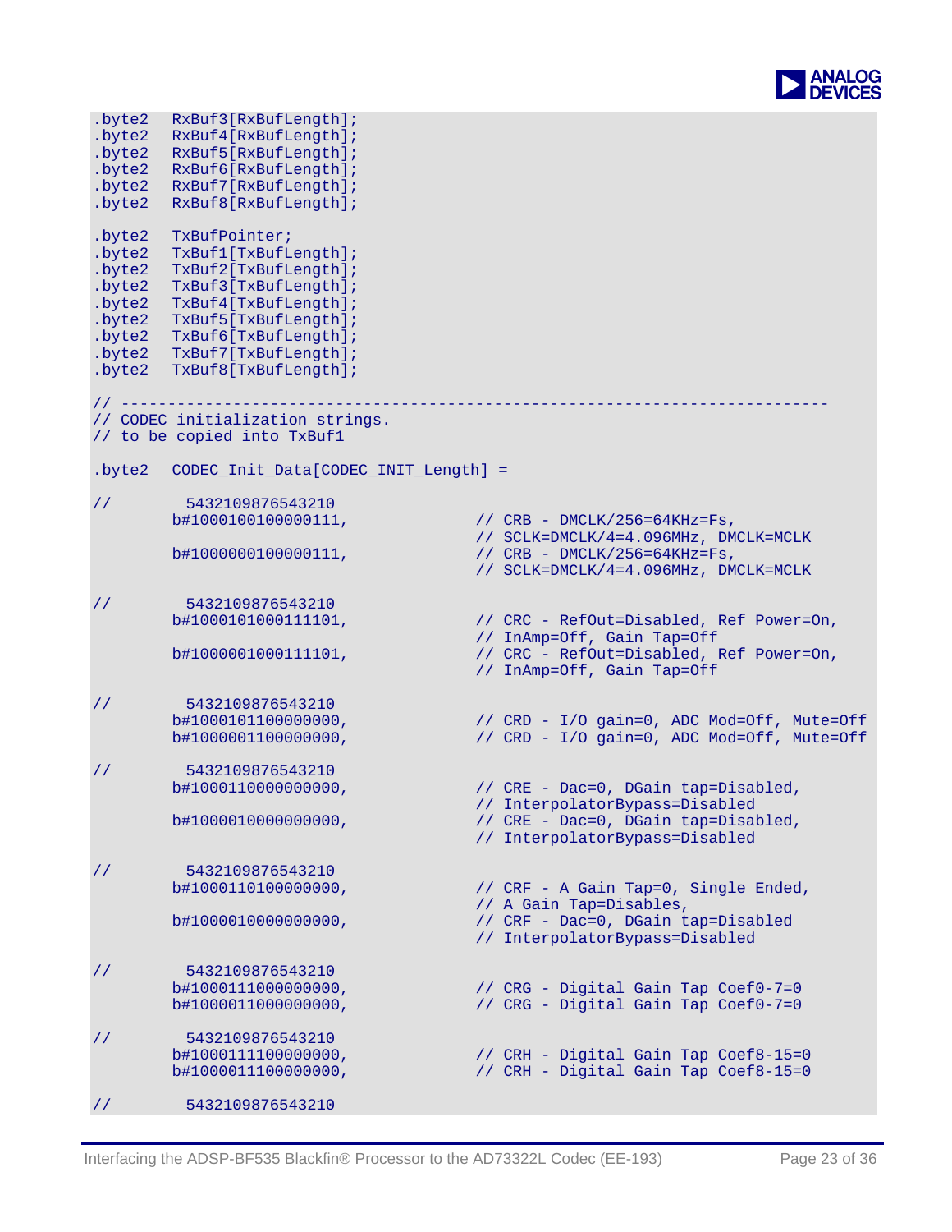```
.byte2   RxBuf3[RxBufLength];
.byte2   RxBuf4[RxBufLength];
.byte2   RxBuf5[RxBufLength];
.byte2   RxBuf6[RxBufLength];
.byte2   RxBuf7[RxBufLength];
.byte2   RxBuf8[RxBufLength];

.byte2   TxBufPointer;
.byte2   TxBuf1[TxBufLength];
.byte2   TxBuf2[TxBufLength];
.byte2   TxBuf3[TxBufLength];
.byte2   TxBuf4[TxBufLength];
.byte2   TxBuf5[TxBufLength];
.byte2   TxBuf6[TxBufLength];
.byte2   TxBuf7[TxBufLength];
.byte2   TxBuf8[TxBufLength];

// --------------------------------------------------------------------------
// CODEC initialization strings.
// to be copied into TxBuf1

.byte2   CODEC_Init_Data[CODEC_INIT_Length] =

//        5432109876543210
         b#1000100100000111,            // CRB - DMCLK/256=64KHz=Fs,
                                        // SCLK=DMCLK/4=4.096MHz, DMCLK=MCLK
         b#1000000100000111,            // CRB - DMCLK/256=64KHz=Fs,
                                        // SCLK=DMCLK/4=4.096MHz, DMCLK=MCLK

//        5432109876543210
         b#1000101000111101,            // CRC - RefOut=Disabled, Ref Power=On,
                                        // InAmp=Off, Gain Tap=Off
         b#1000001000111101,            // CRC - RefOut=Disabled, Ref Power=On,
                                        // InAmp=Off, Gain Tap=Off

//        5432109876543210
         b#1000101100000000,            // CRD - I/O gain=0, ADC Mod=Off, Mute=Off
         b#1000001100000000,            // CRD - I/O gain=0, ADC Mod=Off, Mute=Off

//        5432109876543210
         b#1000110000000000,            // CRE - Dac=0, DGain tap=Disabled,
                                        // InterpolatorBypass=Disabled
         b#1000010000000000,            // CRE - Dac=0, DGain tap=Disabled,
                                        // InterpolatorBypass=Disabled

//        5432109876543210
         b#1000110100000000,            // CRF - A Gain Tap=0, Single Ended,
                                        // A Gain Tap=Disables,
         b#1000010000000000,            // CRF - Dac=0, DGain tap=Disabled
                                        // InterpolatorBypass=Disabled

//        5432109876543210
         b#1000111000000000,            // CRG - Digital Gain Tap Coef0-7=0
         b#1000011000000000,            // CRG - Digital Gain Tap Coef0-7=0

//        5432109876543210
         b#1000111100000000,            // CRH - Digital Gain Tap Coef8-15=0
         b#1000011100000000,            // CRH - Digital Gain Tap Coef8-15=0

//        5432109876543210
```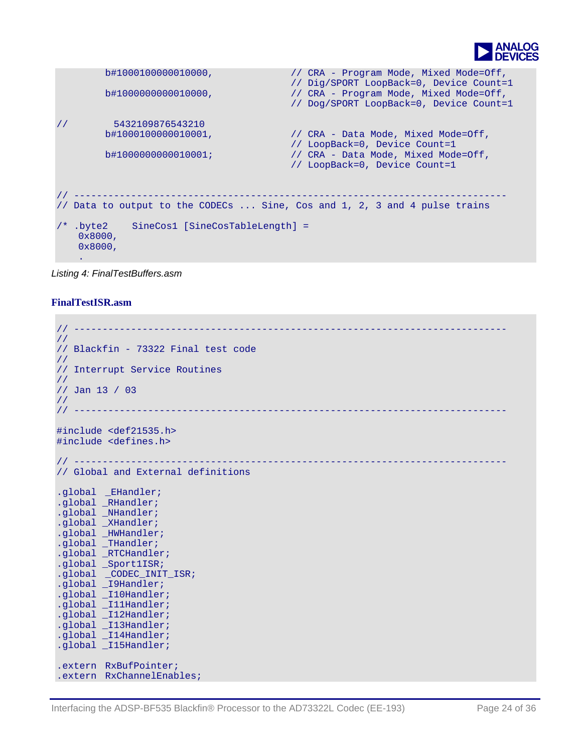```
        b#1000100000010000,             // CRA - Program Mode, Mixed Mode=Off,
                                        // Dig/SPORT LoopBack=0, Device Count=1
        b#1000000000010000,             // CRA - Program Mode, Mixed Mode=Off,
                                        // Dog/SPORT LoopBack=0, Device Count=1

//        5432109876543210
        b#1000100000010001,             // CRA - Data Mode, Mixed Mode=Off,
                                        // LoopBack=0, Device Count=1
        b#1000000000010001;             // CRA - Data Mode, Mixed Mode=Off,
                                        // LoopBack=0, Device Count=1


// ----------------------------------------------------------------------------
// Data to output to the CODECs ... Sine, Cos and 1, 2, 3 and 4 pulse trains

/* .byte2    SineCos1 [SineCosTableLength] =
    0x8000,
    0x8000,
    .
```

*Listing 4: FinalTestBuffers.asm*

### FinalTestISR.asm

```
// ----------------------------------------------------------------------------
//
// Blackfin - 73322 Final test code
//
// Interrupt Service Routines
//
// Jan 13 / 03
//
// ----------------------------------------------------------------------------

#include <def21535.h>
#include <defines.h>

// ----------------------------------------------------------------------------
// Global and External definitions

.global  _EHandler;
.global _RHandler;
.global _NHandler;
.global _XHandler;
.global _HWHandler;
.global _THandler;
.global _RTCHandler;
.global _Sport1ISR;
.global  _CODEC_INIT_ISR;
.global _I9Handler;
.global _I10Handler;
.global _I11Handler;
.global _I12Handler;
.global _I13Handler;
.global _I14Handler;
.global _I15Handler;

.extern  RxBufPointer;
.extern  RxChannelEnables;
```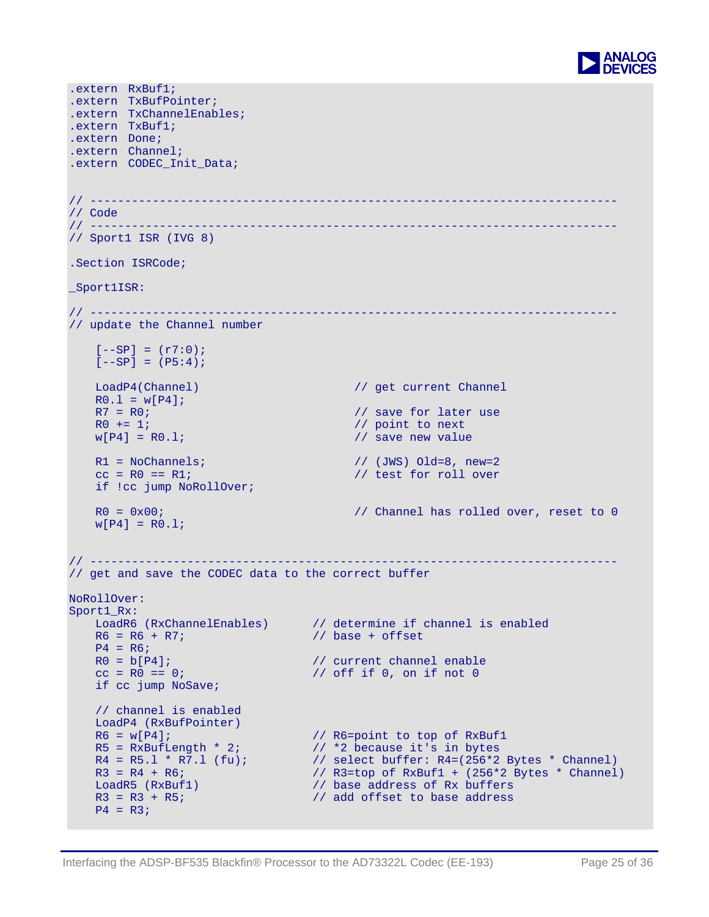```
.extern  RxBuf1;
.extern  TxBufPointer;
.extern  TxChannelEnables;
.extern  TxBuf1;
.extern  Done;
.extern  Channel;
.extern  CODEC_Init_Data;


// ---------------------------------------------------------------------------
// Code
// ---------------------------------------------------------------------------
// Sport1 ISR (IVG 8)

.Section ISRCode;

_Sport1ISR:

// ---------------------------------------------------------------------------
// update the Channel number

    [--SP] = (r7:0);
    [--SP] = (P5:4);

    LoadP4(Channel)                     // get current Channel
    R0.l = w[P4];
    R7 = R0;                            // save for later use
    R0 += 1;                            // point to next
    w[P4] = R0.l;                       // save new value

    R1 = NoChannels;                    // (JWS) Old=8, new=2
    cc = R0 == R1;                      // test for roll over
    if !cc jump NoRollOver;

    R0 = 0x00;                          // Channel has rolled over, reset to 0
    w[P4] = R0.l;


// ---------------------------------------------------------------------------
// get and save the CODEC data to the correct buffer

NoRollOver:
Sport1_Rx:
    LoadR6 (RxChannelEnables)     // determine if channel is enabled
    R6 = R6 + R7;                 // base + offset
    P4 = R6;
    R0 = b[P4];                   // current channel enable
    cc = R0 == 0;                 // off if 0, on if not 0
    if cc jump NoSave;

    // channel is enabled
    LoadP4 (RxBufPointer)
    R6 = w[P4];                   // R6=point to top of RxBuf1
    R5 = RxBufLength * 2;         // *2 because it's in bytes
    R4 = R5.l * R7.l (fu);        // select buffer: R4=(256*2 Bytes * Channel)
    R3 = R4 + R6;                 // R3=top of RxBuf1 + (256*2 Bytes * Channel)
    LoadR5 (RxBuf1)               // base address of Rx buffers
    R3 = R3 + R5;                 // add offset to base address
    P4 = R3;
```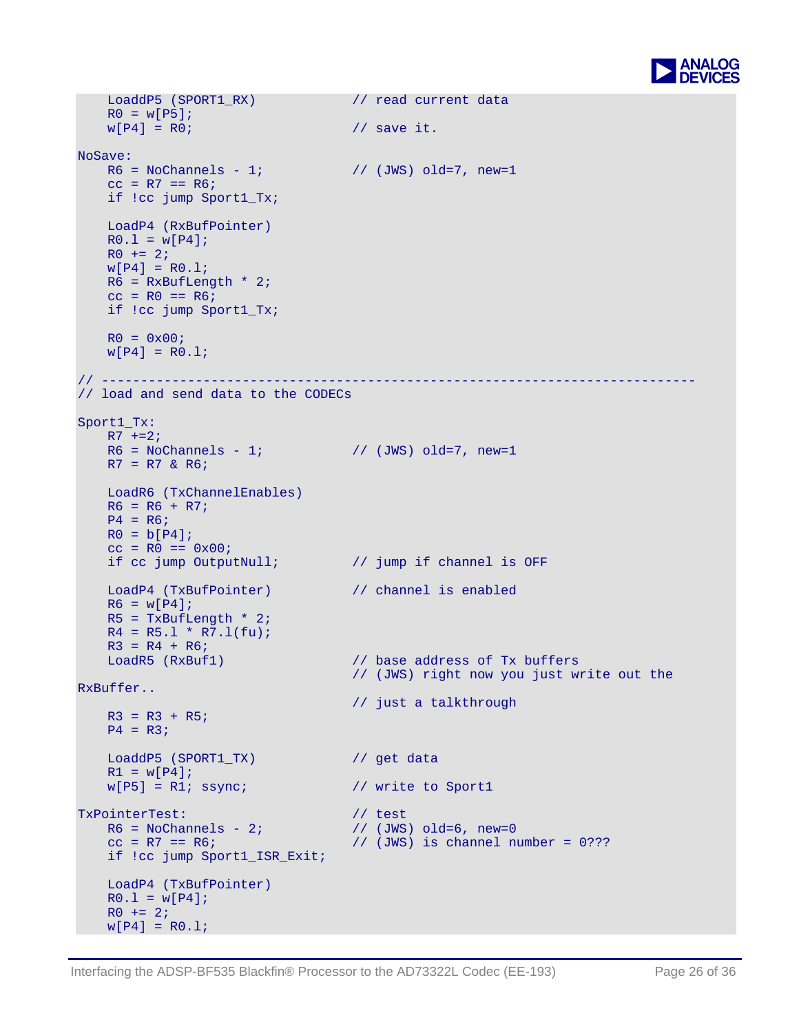```
    LoaddP5 (SPORT1_RX)             // read current data
    R0 = w[P5];
    w[P4] = R0;                     // save it.

NoSave:
    R6 = NoChannels - 1;            // (JWS) old=7, new=1
    cc = R7 == R6;
    if !cc jump Sport1_Tx;

    LoadP4 (RxBufPointer)
    R0.l = w[P4];
    R0 += 2;
    w[P4] = R0.l;
    R6 = RxBufLength * 2;
    cc = R0 == R6;
    if !cc jump Sport1_Tx;

    R0 = 0x00;
    w[P4] = R0.l;

// ---------------------------------------------------------------------------
// load and send data to the CODECs

Sport1_Tx:
    R7 +=2;
    R6 = NoChannels - 1;            // (JWS) old=7, new=1
    R7 = R7 & R6;

    LoadR6 (TxChannelEnables)
    R6 = R6 + R7;
    P4 = R6;
    R0 = b[P4];
    cc = R0 == 0x00;
    if cc jump OutputNull;          // jump if channel is OFF

    LoadP4 (TxBufPointer)           // channel is enabled
    R6 = w[P4];
    R5 = TxBufLength * 2;
    R4 = R5.l * R7.l(fu);
    R3 = R4 + R6;
    LoadR5 (RxBuf1)                 // base address of Tx buffers
                                    // (JWS) right now you just write out the
RxBuffer..
                                    // just a talkthrough
    R3 = R3 + R5;
    P4 = R3;

    LoaddP5 (SPORT1_TX)             // get data
    R1 = w[P4];
    w[P5] = R1; ssync;              // write to Sport1

TxPointerTest:                      // test
    R6 = NoChannels - 2;            // (JWS) old=6, new=0
    cc = R7 == R6;                  // (JWS) is channel number = 0???
    if !cc jump Sport1_ISR_Exit;

    LoadP4 (TxBufPointer)
    R0.l = w[P4];
    R0 += 2;
    w[P4] = R0.l;
```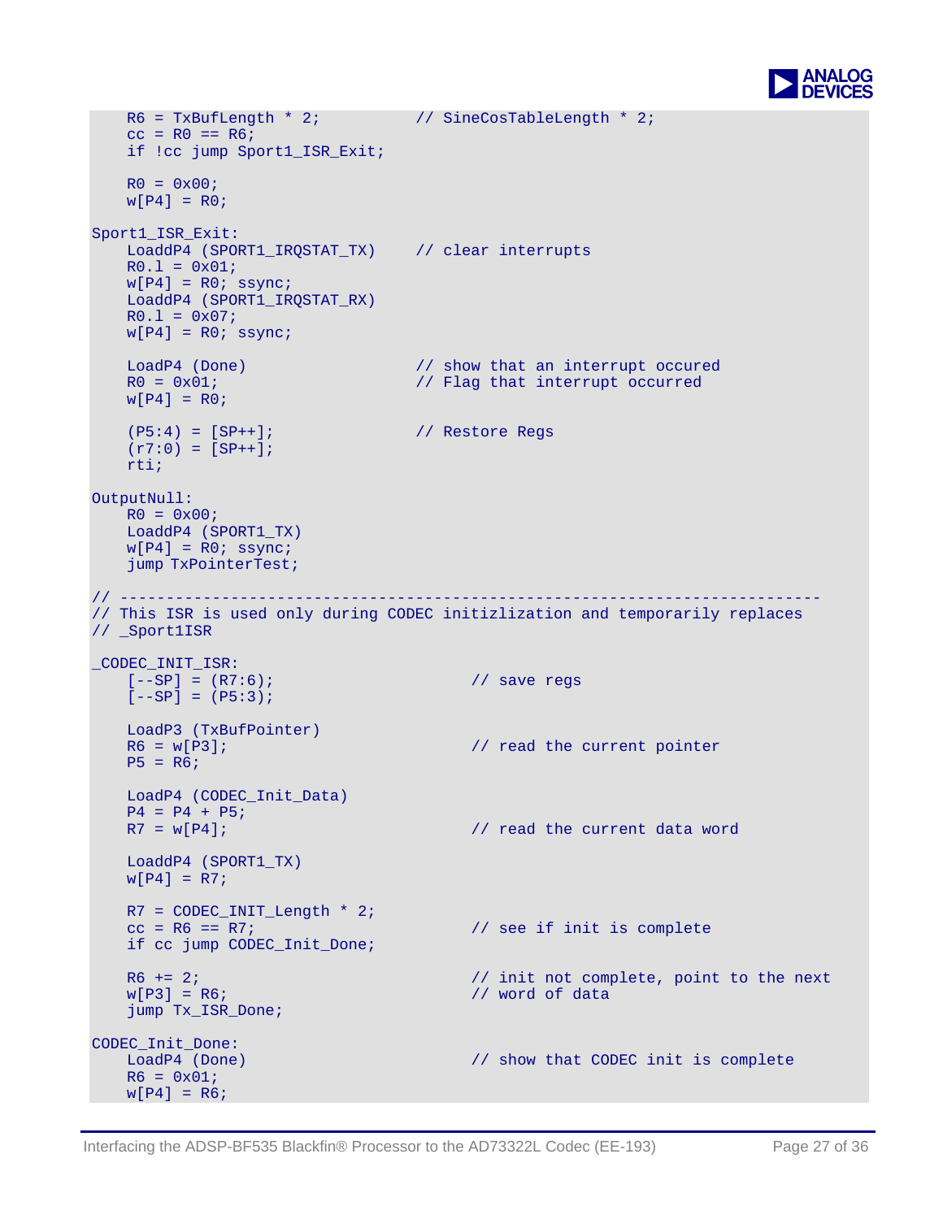```
    R6 = TxBufLength * 2;           // SineCosTableLength * 2;
    cc = R0 == R6;
    if !cc jump Sport1_ISR_Exit;

    R0 = 0x00;
    w[P4] = R0;

Sport1_ISR_Exit:
    LoaddP4 (SPORT1_IRQSTAT_TX)    // clear interrupts
    R0.l = 0x01;
    w[P4] = R0; ssync;
    LoaddP4 (SPORT1_IRQSTAT_RX)
    R0.l = 0x07;
    w[P4] = R0; ssync;

    LoadP4 (Done)                  // show that an interrupt occured
    R0 = 0x01;                     // Flag that interrupt occurred
    w[P4] = R0;

    (P5:4) = [SP++];               // Restore Regs
    (r7:0) = [SP++];
    rti;

OutputNull:
    R0 = 0x00;
    LoaddP4 (SPORT1_TX)
    w[P4] = R0; ssync;
    jump TxPointerTest;

// ---------------------------------------------------------------------------
// This ISR is used only during CODEC initizlization and temporarily replaces
// _Sport1ISR

_CODEC_INIT_ISR:
    [--SP] = (R7:6);                     // save regs
    [--SP] = (P5:3);

    LoadP3 (TxBufPointer)
    R6 = w[P3];                          // read the current pointer
    P5 = R6;

    LoadP4 (CODEC_Init_Data)
    P4 = P4 + P5;
    R7 = w[P4];                          // read the current data word

    LoaddP4 (SPORT1_TX)
    w[P4] = R7;

    R7 = CODEC_INIT_Length * 2;
    cc = R6 == R7;                       // see if init is complete
    if cc jump CODEC_Init_Done;

    R6 += 2;                             // init not complete, point to the next
    w[P3] = R6;                          // word of data
    jump Tx_ISR_Done;

CODEC_Init_Done:
    LoadP4 (Done)                        // show that CODEC init is complete
    R6 = 0x01;
    w[P4] = R6;
```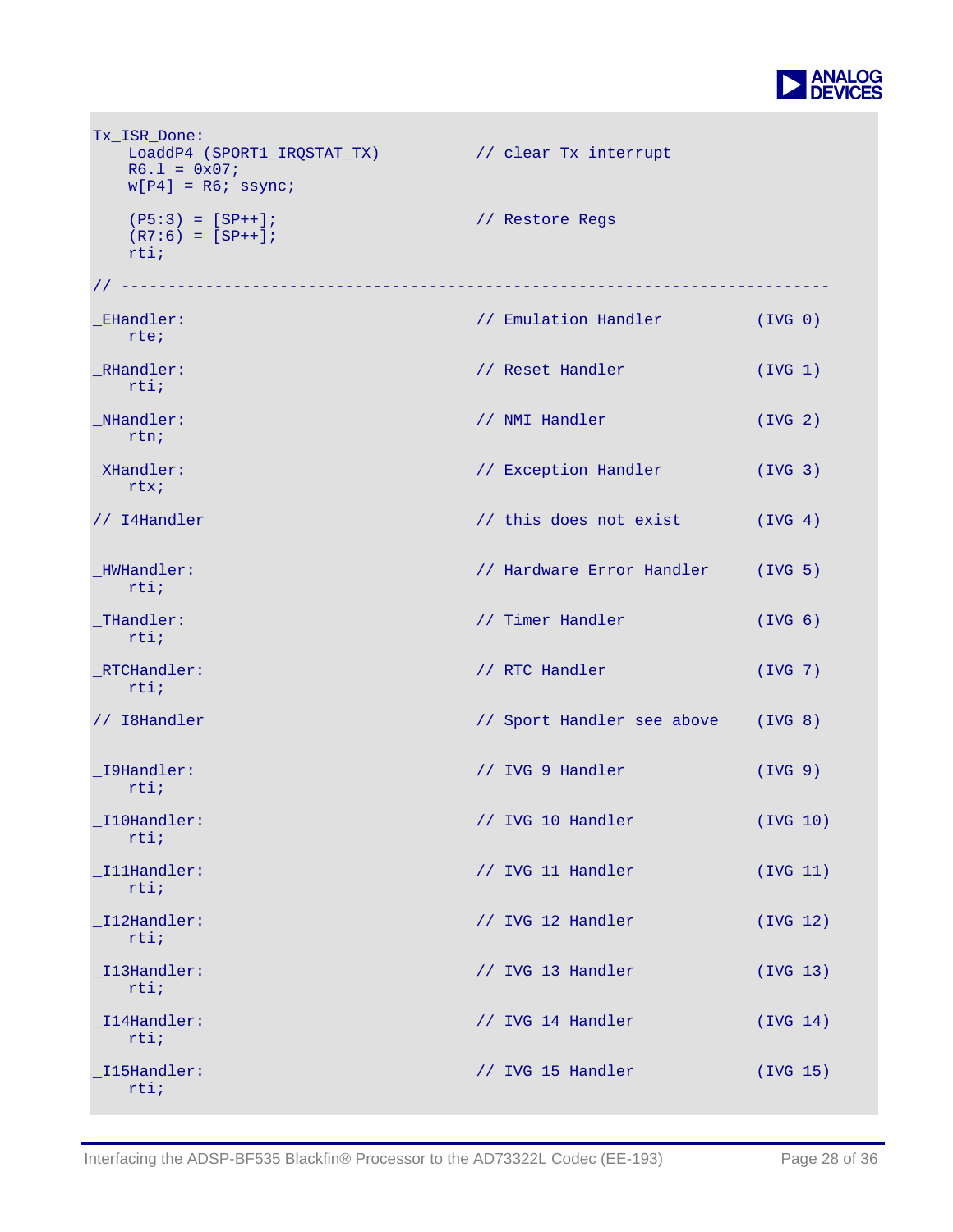```
Tx_ISR_Done:
    LoaddP4 (SPORT1_IRQSTAT_TX)          // clear Tx interrupt
    R6.l = 0x07;
    w[P4] = R6; ssync;

    (P5:3) = [SP++];                     // Restore Regs
    (R7:6) = [SP++];
    rti;

// --------------------------------------------------------------------------

_EHandler:                               // Emulation Handler         (IVG 0)
    rte;

_RHandler:                               // Reset Handler             (IVG 1)
    rti;

_NHandler:                               // NMI Handler               (IVG 2)
    rtn;

_XHandler:                               // Exception Handler         (IVG 3)
    rtx;

// I4Handler                             // this does not exist       (IVG 4)


_HWHandler:                              // Hardware Error Handler    (IVG 5)
    rti;

_THandler:                               // Timer Handler             (IVG 6)
    rti;

_RTCHandler:                             // RTC Handler               (IVG 7)
    rti;

// I8Handler                             // Sport Handler see above   (IVG 8)


_I9Handler:                              // IVG 9 Handler             (IVG 9)
    rti;

_I10Handler:                             // IVG 10 Handler            (IVG 10)
    rti;

_I11Handler:                             // IVG 11 Handler            (IVG 11)
    rti;

_I12Handler:                             // IVG 12 Handler            (IVG 12)
    rti;

_I13Handler:                             // IVG 13 Handler            (IVG 13)
    rti;

_I14Handler:                             // IVG 14 Handler            (IVG 14)
    rti;

_I15Handler:                             // IVG 15 Handler            (IVG 15)
    rti;
```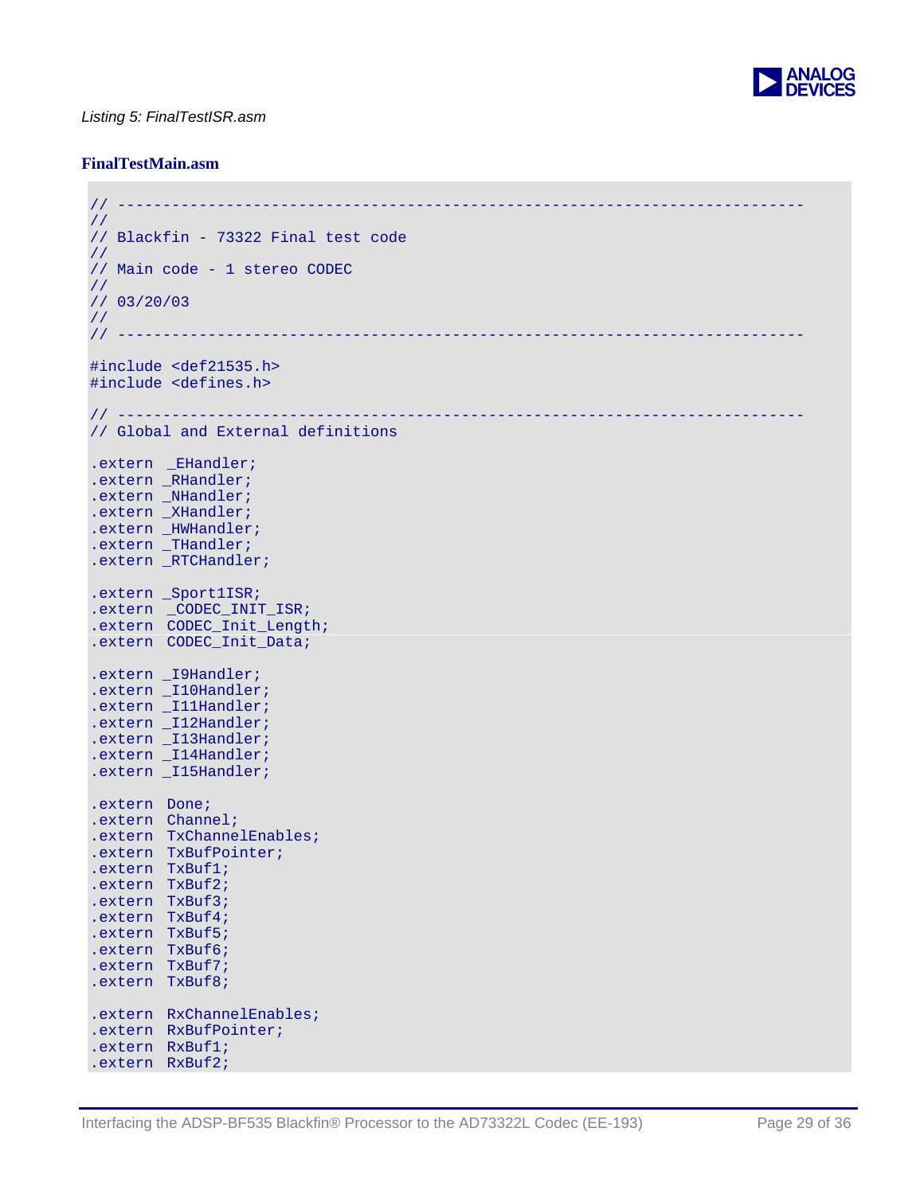*Listing 5: FinalTestISR.asm*

### FinalTestMain.asm

```
// ---------------------------------------------------------------------------
//
// Blackfin - 73322 Final test code
//
// Main code - 1 stereo CODEC
//
// 03/20/03
//
// ---------------------------------------------------------------------------

#include <def21535.h>
#include <defines.h>

// ---------------------------------------------------------------------------
// Global and External definitions

.extern  _EHandler;
.extern _RHandler;
.extern _NHandler;
.extern _XHandler;
.extern _HWHandler;
.extern _THandler;
.extern _RTCHandler;

.extern _Sport1ISR;
.extern  _CODEC_INIT_ISR;
.extern  CODEC_Init_Length;
.extern  CODEC_Init_Data;

.extern _I9Handler;
.extern _I10Handler;
.extern _I11Handler;
.extern _I12Handler;
.extern _I13Handler;
.extern _I14Handler;
.extern _I15Handler;

.extern  Done;
.extern  Channel;
.extern  TxChannelEnables;
.extern  TxBufPointer;
.extern  TxBuf1;
.extern  TxBuf2;
.extern  TxBuf3;
.extern  TxBuf4;
.extern  TxBuf5;
.extern  TxBuf6;
.extern  TxBuf7;
.extern  TxBuf8;

.extern  RxChannelEnables;
.extern  RxBufPointer;
.extern  RxBuf1;
.extern  RxBuf2;
```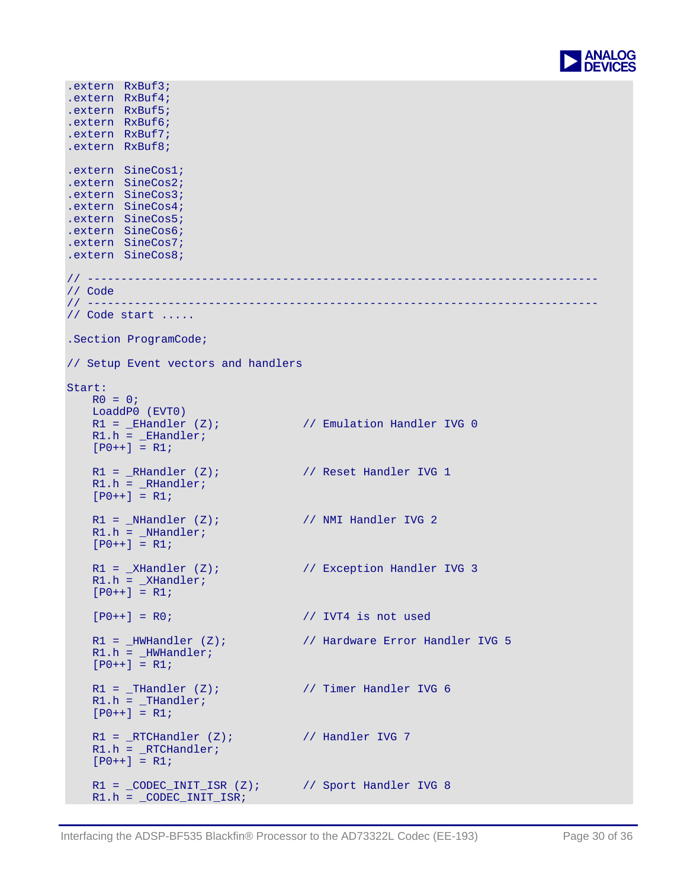```
.extern RxBuf3;
.extern RxBuf4;
.extern RxBuf5;
.extern RxBuf6;
.extern RxBuf7;
.extern RxBuf8;

.extern SineCos1;
.extern SineCos2;
.extern SineCos3;
.extern SineCos4;
.extern SineCos5;
.extern SineCos6;
.extern SineCos7;
.extern SineCos8;

// ---------------------------------------------------------------------------
// Code
// ---------------------------------------------------------------------------
// Code start .....

.Section ProgramCode;

// Setup Event vectors and handlers

Start:
    R0 = 0;
    LoaddP0 (EVT0)
    R1 = _EHandler (Z);             // Emulation Handler IVG 0
    R1.h = _EHandler;
    [P0++] = R1;

    R1 = _RHandler (Z);             // Reset Handler IVG 1
    R1.h = _RHandler;
    [P0++] = R1;

    R1 = _NHandler (Z);             // NMI Handler IVG 2
    R1.h = _NHandler;
    [P0++] = R1;

    R1 = _XHandler (Z);             // Exception Handler IVG 3
    R1.h = _XHandler;
    [P0++] = R1;

    [P0++] = R0;                    // IVT4 is not used

    R1 = _HWHandler (Z);            // Hardware Error Handler IVG 5
    R1.h = _HWHandler;
    [P0++] = R1;

    R1 = _THandler (Z);             // Timer Handler IVG 6
    R1.h = _THandler;
    [P0++] = R1;

    R1 = _RTCHandler (Z);           // Handler IVG 7
    R1.h = _RTCHandler;
    [P0++] = R1;

    R1 = _CODEC_INIT_ISR (Z);       // Sport Handler IVG 8
    R1.h = _CODEC_INIT_ISR;
```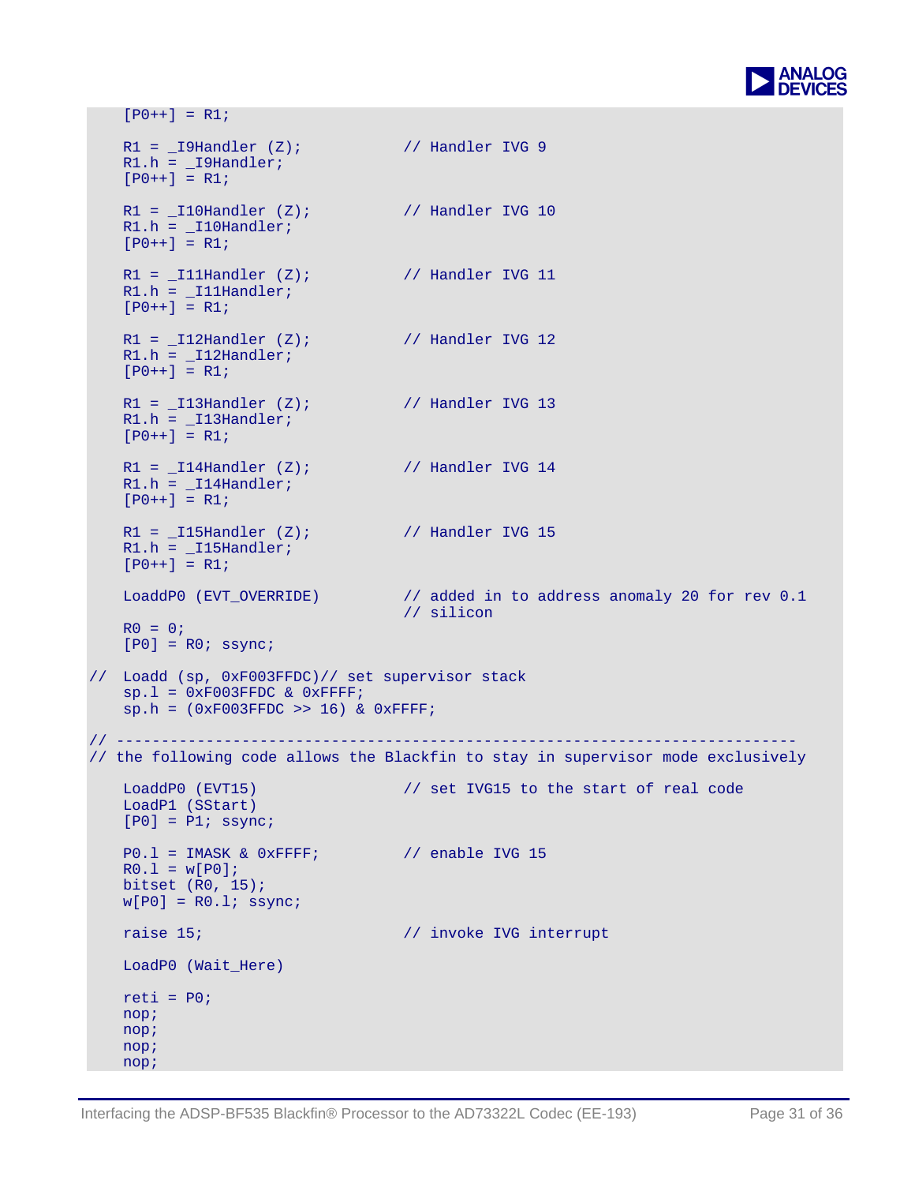```
    [P0++] = R1;

    R1 = _I9Handler (Z);          // Handler IVG 9
    R1.h = _I9Handler;
    [P0++] = R1;

    R1 = _I10Handler (Z);         // Handler IVG 10
    R1.h = _I10Handler;
    [P0++] = R1;

    R1 = _I11Handler (Z);         // Handler IVG 11
    R1.h = _I11Handler;
    [P0++] = R1;

    R1 = _I12Handler (Z);         // Handler IVG 12
    R1.h = _I12Handler;
    [P0++] = R1;

    R1 = _I13Handler (Z);         // Handler IVG 13
    R1.h = _I13Handler;
    [P0++] = R1;

    R1 = _I14Handler (Z);         // Handler IVG 14
    R1.h = _I14Handler;
    [P0++] = R1;

    R1 = _I15Handler (Z);         // Handler IVG 15
    R1.h = _I15Handler;
    [P0++] = R1;

    LoaddP0 (EVT_OVERRIDE)        // added in to address anomaly 20 for rev 0.1
                                  // silicon
    R0 = 0;
    [P0] = R0; ssync;

//  Loadd (sp, 0xF003FFDC)// set supervisor stack
    sp.l = 0xF003FFDC & 0xFFFF;
    sp.h = (0xF003FFDC >> 16) & 0xFFFF;

// ---------------------------------------------------------------------------
// the following code allows the Blackfin to stay in supervisor mode exclusively

    LoaddP0 (EVT15)               // set IVG15 to the start of real code
    LoadP1 (SStart)
    [P0] = P1; ssync;

    P0.l = IMASK & 0xFFFF;        // enable IVG 15
    R0.l = w[P0];
    bitset (R0, 15);
    w[P0] = R0.l; ssync;

    raise 15;                     // invoke IVG interrupt

    LoadP0 (Wait_Here)

    reti = P0;
    nop;
    nop;
    nop;
    nop;
```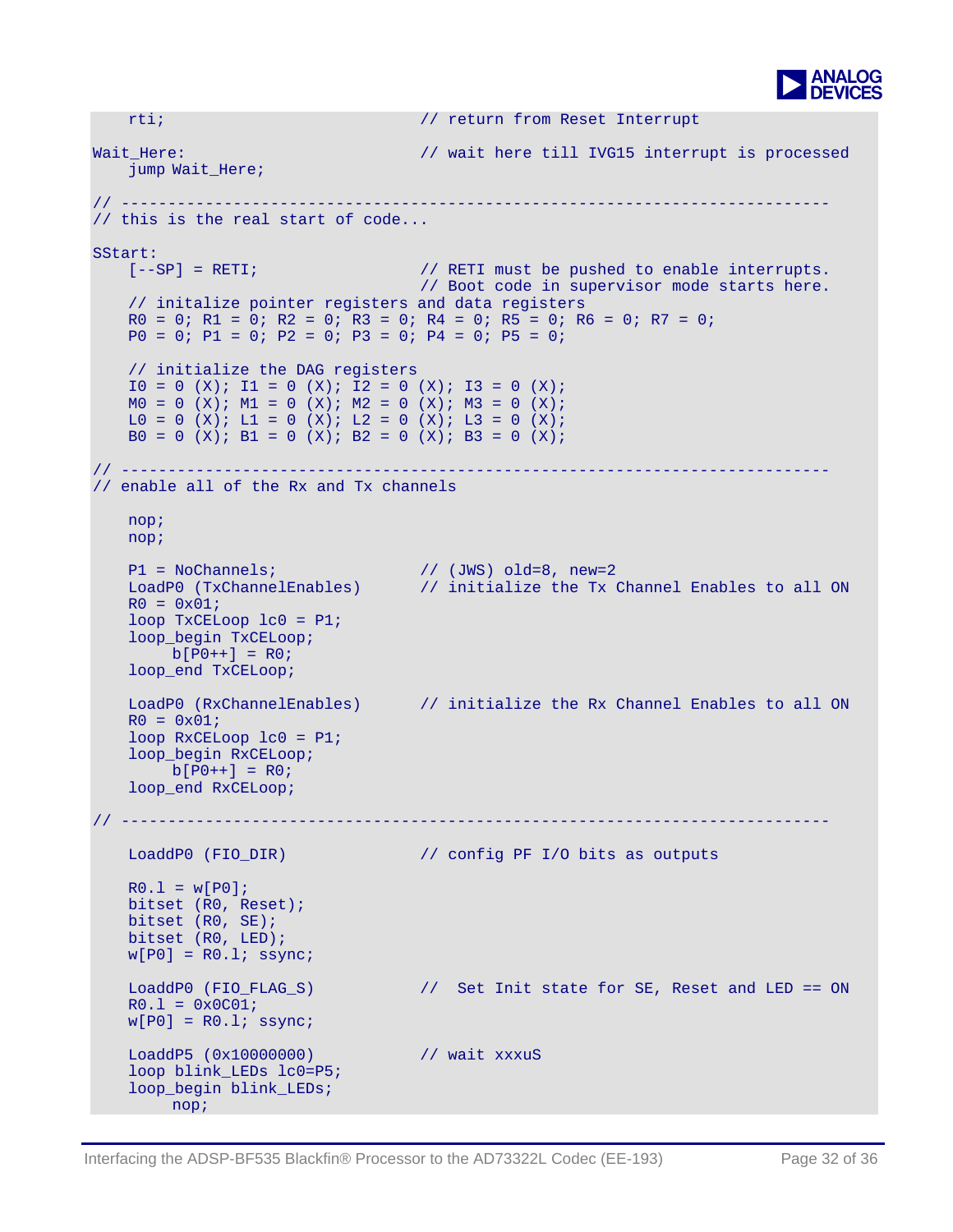```
    rti;                            // return from Reset Interrupt

Wait_Here:                          // wait here till IVG15 interrupt is processed
    jump Wait_Here;

// ---------------------------------------------------------------------------
// this is the real start of code...

SStart:
    [--SP] = RETI;                  // RETI must be pushed to enable interrupts.
                                    // Boot code in supervisor mode starts here.
    // initalize pointer registers and data registers
    R0 = 0; R1 = 0; R2 = 0; R3 = 0; R4 = 0; R5 = 0; R6 = 0; R7 = 0;
    P0 = 0; P1 = 0; P2 = 0; P3 = 0; P4 = 0; P5 = 0;

    // initialize the DAG registers
    I0 = 0 (X); I1 = 0 (X); I2 = 0 (X); I3 = 0 (X);
    M0 = 0 (X); M1 = 0 (X); M2 = 0 (X); M3 = 0 (X);
    L0 = 0 (X); L1 = 0 (X); L2 = 0 (X); L3 = 0 (X);
    B0 = 0 (X); B1 = 0 (X); B2 = 0 (X); B3 = 0 (X);

// ---------------------------------------------------------------------------
// enable all of the Rx and Tx channels

    nop;
    nop;

    P1 = NoChannels;                // (JWS) old=8, new=2
    LoadP0 (TxChannelEnables)       // initialize the Tx Channel Enables to all ON
    R0 = 0x01;
    loop TxCELoop lc0 = P1;
    loop_begin TxCELoop;
        b[P0++] = R0;
    loop_end TxCELoop;

    LoadP0 (RxChannelEnables)       // initialize the Rx Channel Enables to all ON
    R0 = 0x01;
    loop RxCELoop lc0 = P1;
    loop_begin RxCELoop;
        b[P0++] = R0;
    loop_end RxCELoop;

// ---------------------------------------------------------------------------

    LoaddP0 (FIO_DIR)               // config PF I/O bits as outputs

    R0.l = w[P0];
    bitset (R0, Reset);
    bitset (R0, SE);
    bitset (R0, LED);
    w[P0] = R0.l; ssync;

    LoaddP0 (FIO_FLAG_S)            //  Set Init state for SE, Reset and LED == ON
    R0.l = 0x0C01;
    w[P0] = R0.l; ssync;

    LoaddP5 (0x10000000)            // wait xxxuS
    loop blink_LEDs lc0=P5;
    loop_begin blink_LEDs;
        nop;
```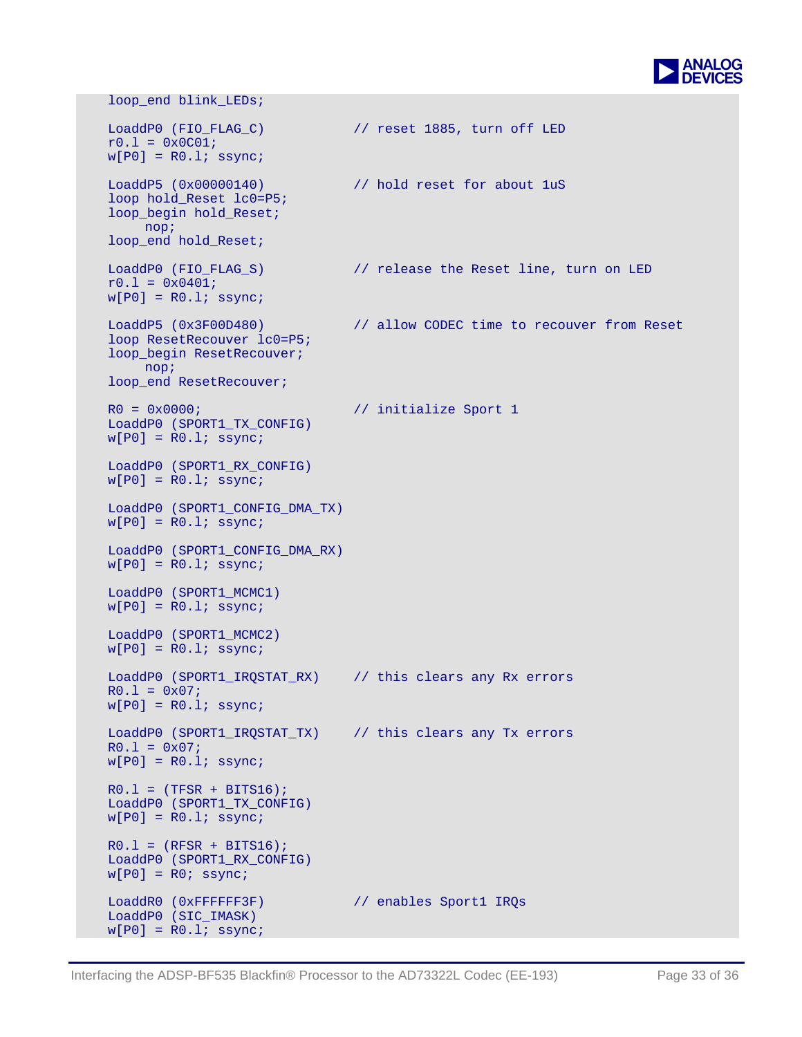```
    loop_end blink_LEDs;

    LoaddP0 (FIO_FLAG_C)          // reset 1885, turn off LED
    r0.l = 0x0C01;
    w[P0] = R0.l; ssync;

    LoaddP5 (0x00000140)          // hold reset for about 1uS
    loop hold_Reset lc0=P5;
    loop_begin hold_Reset;
        nop;
    loop_end hold_Reset;

    LoaddP0 (FIO_FLAG_S)          // release the Reset line, turn on LED
    r0.l = 0x0401;
    w[P0] = R0.l; ssync;

    LoaddP5 (0x3F00D480)          // allow CODEC time to recouver from Reset
    loop ResetRecouver lc0=P5;
    loop_begin ResetRecouver;
        nop;
    loop_end ResetRecouver;

    R0 = 0x0000;                  // initialize Sport 1
    LoaddP0 (SPORT1_TX_CONFIG)
    w[P0] = R0.l; ssync;

    LoaddP0 (SPORT1_RX_CONFIG)
    w[P0] = R0.l; ssync;

    LoaddP0 (SPORT1_CONFIG_DMA_TX)
    w[P0] = R0.l; ssync;

    LoaddP0 (SPORT1_CONFIG_DMA_RX)
    w[P0] = R0.l; ssync;

    LoaddP0 (SPORT1_MCMC1)
    w[P0] = R0.l; ssync;

    LoaddP0 (SPORT1_MCMC2)
    w[P0] = R0.l; ssync;

    LoaddP0 (SPORT1_IRQSTAT_RX)   // this clears any Rx errors
    R0.l = 0x07;
    w[P0] = R0.l; ssync;

    LoaddP0 (SPORT1_IRQSTAT_TX)   // this clears any Tx errors
    R0.l = 0x07;
    w[P0] = R0.l; ssync;

    R0.l = (TFSR + BITS16);
    LoaddP0 (SPORT1_TX_CONFIG)
    w[P0] = R0.l; ssync;

    R0.l = (RFSR + BITS16);
    LoaddP0 (SPORT1_RX_CONFIG)
    w[P0] = R0; ssync;

    LoaddR0 (0xFFFFFF3F)          // enables Sport1 IRQs
    LoaddP0 (SIC_IMASK)
    w[P0] = R0.l; ssync;
```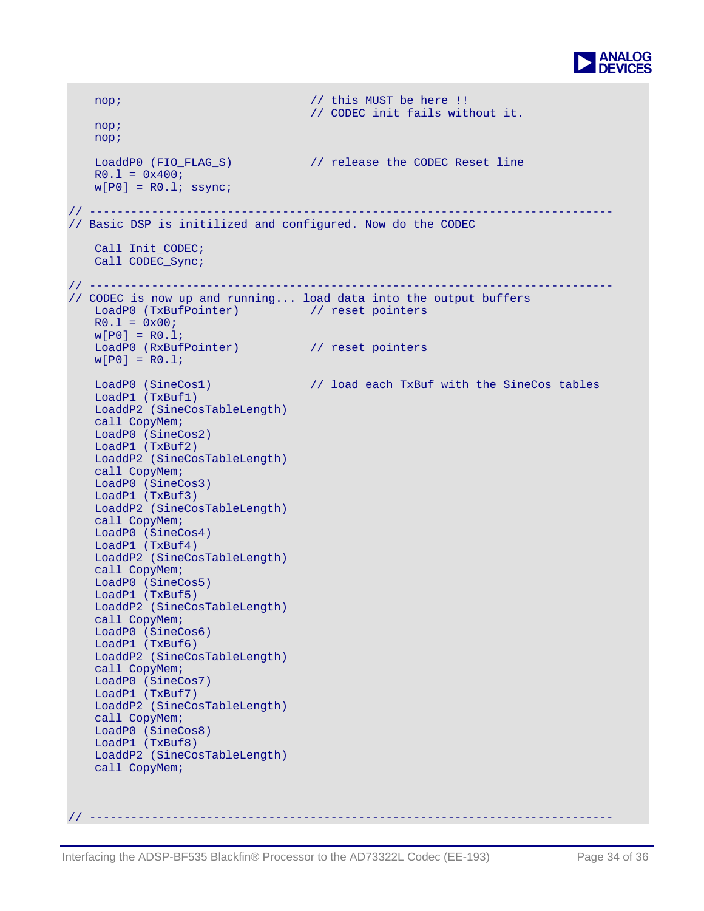```
    nop;                            // this MUST be here !!
                                    // CODEC init fails without it.
    nop;
    nop;

    LoaddP0 (FIO_FLAG_S)            // release the CODEC Reset line
    R0.l = 0x400;
    w[P0] = R0.l; ssync;

// ----------------------------------------------------------------------------
// Basic DSP is initilized and configured. Now do the CODEC

    Call Init_CODEC;
    Call CODEC_Sync;

// ----------------------------------------------------------------------------
// CODEC is now up and running... load data into the output buffers
    LoadP0 (TxBufPointer)           // reset pointers
    R0.l = 0x00;
    w[P0] = R0.l;
    LoadP0 (RxBufPointer)           // reset pointers
    w[P0] = R0.l;

    LoadP0 (SineCos1)               // load each TxBuf with the SineCos tables
    LoadP1 (TxBuf1)
    LoaddP2 (SineCosTableLength)
    call CopyMem;
    LoadP0 (SineCos2)
    LoadP1 (TxBuf2)
    LoaddP2 (SineCosTableLength)
    call CopyMem;
    LoadP0 (SineCos3)
    LoadP1 (TxBuf3)
    LoaddP2 (SineCosTableLength)
    call CopyMem;
    LoadP0 (SineCos4)
    LoadP1 (TxBuf4)
    LoaddP2 (SineCosTableLength)
    call CopyMem;
    LoadP0 (SineCos5)
    LoadP1 (TxBuf5)
    LoaddP2 (SineCosTableLength)
    call CopyMem;
    LoadP0 (SineCos6)
    LoadP1 (TxBuf6)
    LoaddP2 (SineCosTableLength)
    call CopyMem;
    LoadP0 (SineCos7)
    LoadP1 (TxBuf7)
    LoaddP2 (SineCosTableLength)
    call CopyMem;
    LoadP0 (SineCos8)
    LoadP1 (TxBuf8)
    LoaddP2 (SineCosTableLength)
    call CopyMem;


// ----------------------------------------------------------------------------
```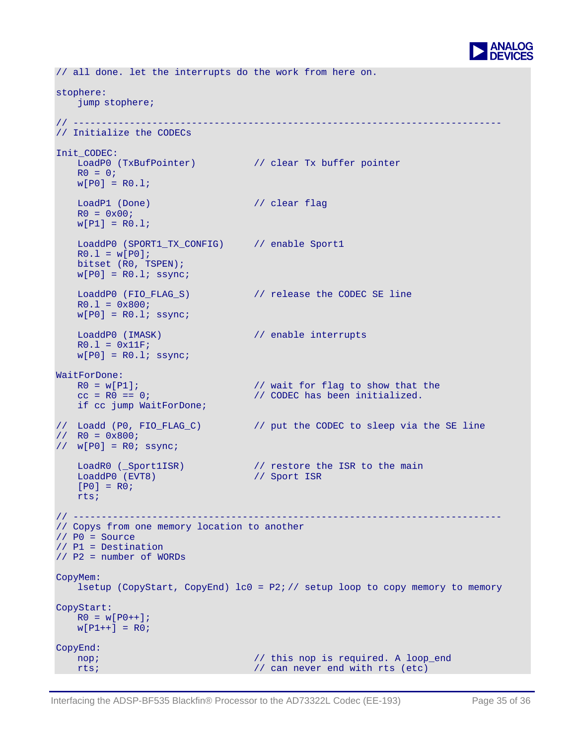```
// all done. let the interrupts do the work from here on.

stophere:
    jump stophere;

// ---------------------------------------------------------------------------
// Initialize the CODECs

Init_CODEC:
    LoadP0 (TxBufPointer)          // clear Tx buffer pointer
    R0 = 0;
    w[P0] = R0.l;

    LoadP1 (Done)                  // clear flag
    R0 = 0x00;
    w[P1] = R0.l;

    LoaddP0 (SPORT1_TX_CONFIG)     // enable Sport1
    R0.l = w[P0];
    bitset (R0, TSPEN);
    w[P0] = R0.l; ssync;

    LoaddP0 (FIO_FLAG_S)           // release the CODEC SE line
    R0.l = 0x800;
    w[P0] = R0.l; ssync;

    LoaddP0 (IMASK)                // enable interrupts
    R0.l = 0x11F;
    w[P0] = R0.l; ssync;

WaitForDone:
    R0 = w[P1];                    // wait for flag to show that the
    cc = R0 == 0;                  // CODEC has been initialized.
    if cc jump WaitForDone;

//  Loadd (P0, FIO_FLAG_C)         // put the CODEC to sleep via the SE line
//  R0 = 0x800;
//  w[P0] = R0; ssync;

    LoadR0 (_Sport1ISR)            // restore the ISR to the main
    LoaddP0 (EVT8)                 // Sport ISR
    [P0] = R0;
    rts;

// ---------------------------------------------------------------------------
// Copys from one memory location to another
// P0 = Source
// P1 = Destination
// P2 = number of WORDs

CopyMem:
    lsetup (CopyStart, CopyEnd) lc0 = P2;// setup loop to copy memory to memory

CopyStart:
    R0 = w[P0++];
    w[P1++] = R0;

CopyEnd:
    nop;                           // this nop is required. A loop_end
    rts;                           // can never end with rts (etc)
```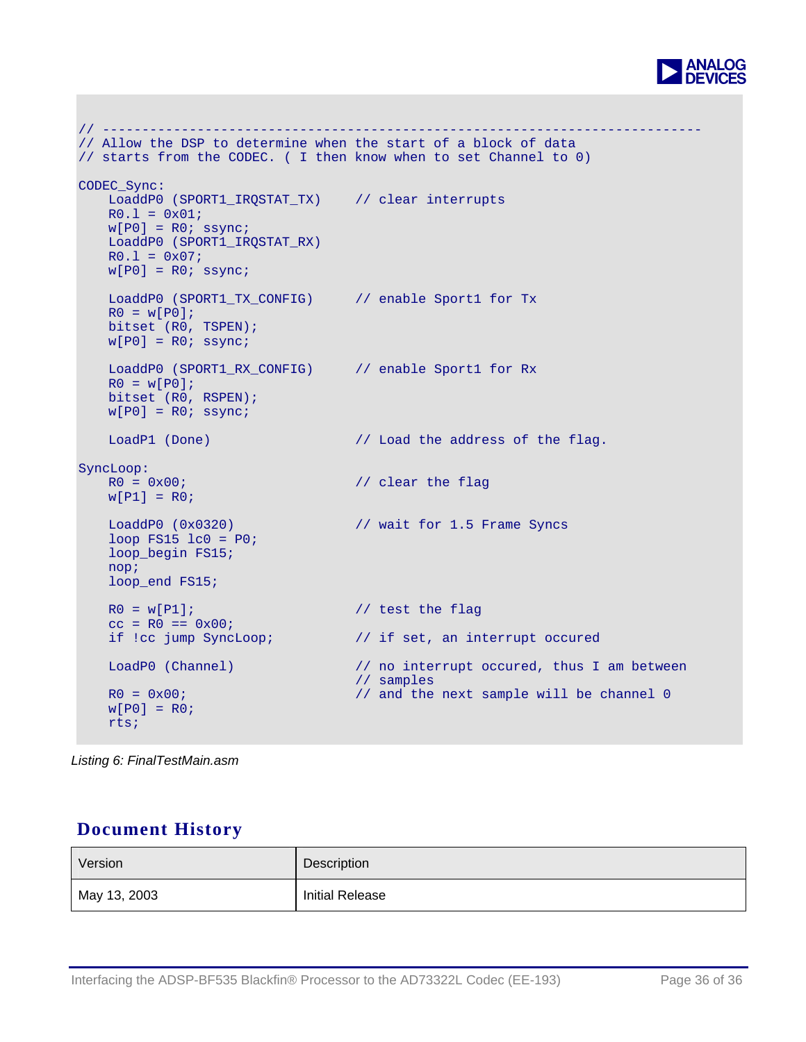```
// ---------------------------------------------------------------------------
// Allow the DSP to determine when the start of a block of data
// starts from the CODEC. ( I then know when to set Channel to 0)

CODEC_Sync:
    LoaddP0 (SPORT1_IRQSTAT_TX)    // clear interrupts
    R0.l = 0x01;
    w[P0] = R0; ssync;
    LoaddP0 (SPORT1_IRQSTAT_RX)
    R0.l = 0x07;
    w[P0] = R0; ssync;

    LoaddP0 (SPORT1_TX_CONFIG)     // enable Sport1 for Tx
    R0 = w[P0];
    bitset (R0, TSPEN);
    w[P0] = R0; ssync;

    LoaddP0 (SPORT1_RX_CONFIG)     // enable Sport1 for Rx
    R0 = w[P0];
    bitset (R0, RSPEN);
    w[P0] = R0; ssync;

    LoadP1 (Done)                  // Load the address of the flag.

SyncLoop:
    R0 = 0x00;                     // clear the flag
    w[P1] = R0;

    LoaddP0 (0x0320)               // wait for 1.5 Frame Syncs
    loop FS15 lc0 = P0;
    loop_begin FS15;
    nop;
    loop_end FS15;

    R0 = w[P1];                    // test the flag
    cc = R0 == 0x00;
    if !cc jump SyncLoop;          // if set, an interrupt occured

    LoadP0 (Channel)               // no interrupt occured, thus I am between
                                   // samples
    R0 = 0x00;                     // and the next sample will be channel 0
    w[P0] = R0;
    rts;
```

*Listing 6: FinalTestMain.asm*

## Document History

| Version | Description |
|---|---|
| May 13, 2003 | Initial Release |